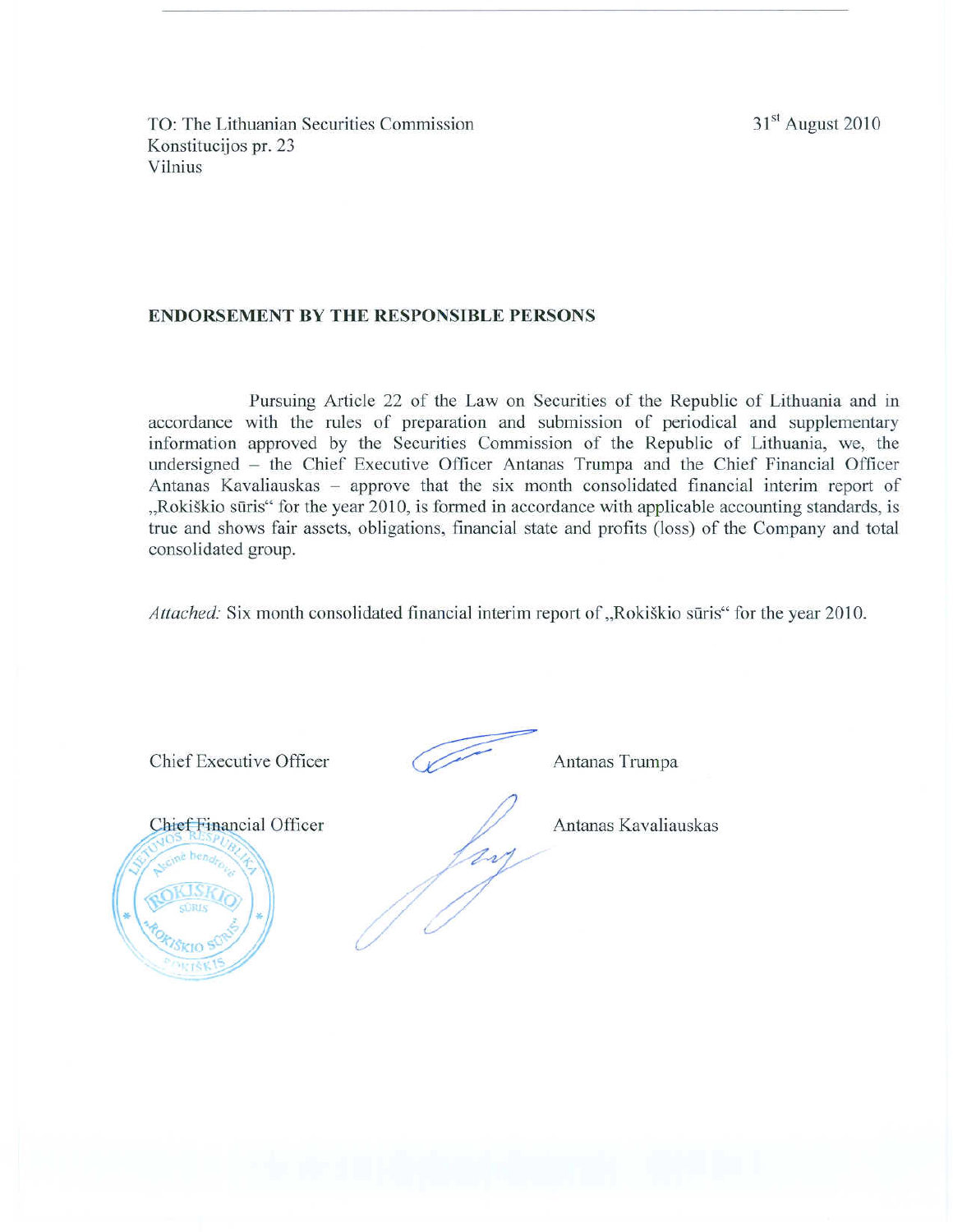TO: The Lithuanian Securities Commission
Konstitucijos pr. 23
Vilnius

31st August 2010

**ENDORSEMENT BY THE RESPONSIBLE PERSONS**

Pursuing Article 22 of the Law on Securities of the Republic of Lithuania and in accordance with the rules of preparation and submission of periodical and supplementary information approved by the Securities Commission of the Republic of Lithuania, we, the undersigned – the Chief Executive Officer Antanas Trumpa and the Chief Financial Officer Antanas Kavaliauskas – approve that the six month consolidated financial interim report of „Rokiškio sūris" for the year 2010, is formed in accordance with applicable accounting standards, is true and shows fair assets, obligations, financial state and profits (loss) of the Company and total consolidated group.

*Attached:* Six month consolidated financial interim report of „Rokiškio sūris" for the year 2010.

Chief Executive Officer Antanas Trumpa

Chief Financial Officer Antanas Kavaliauskas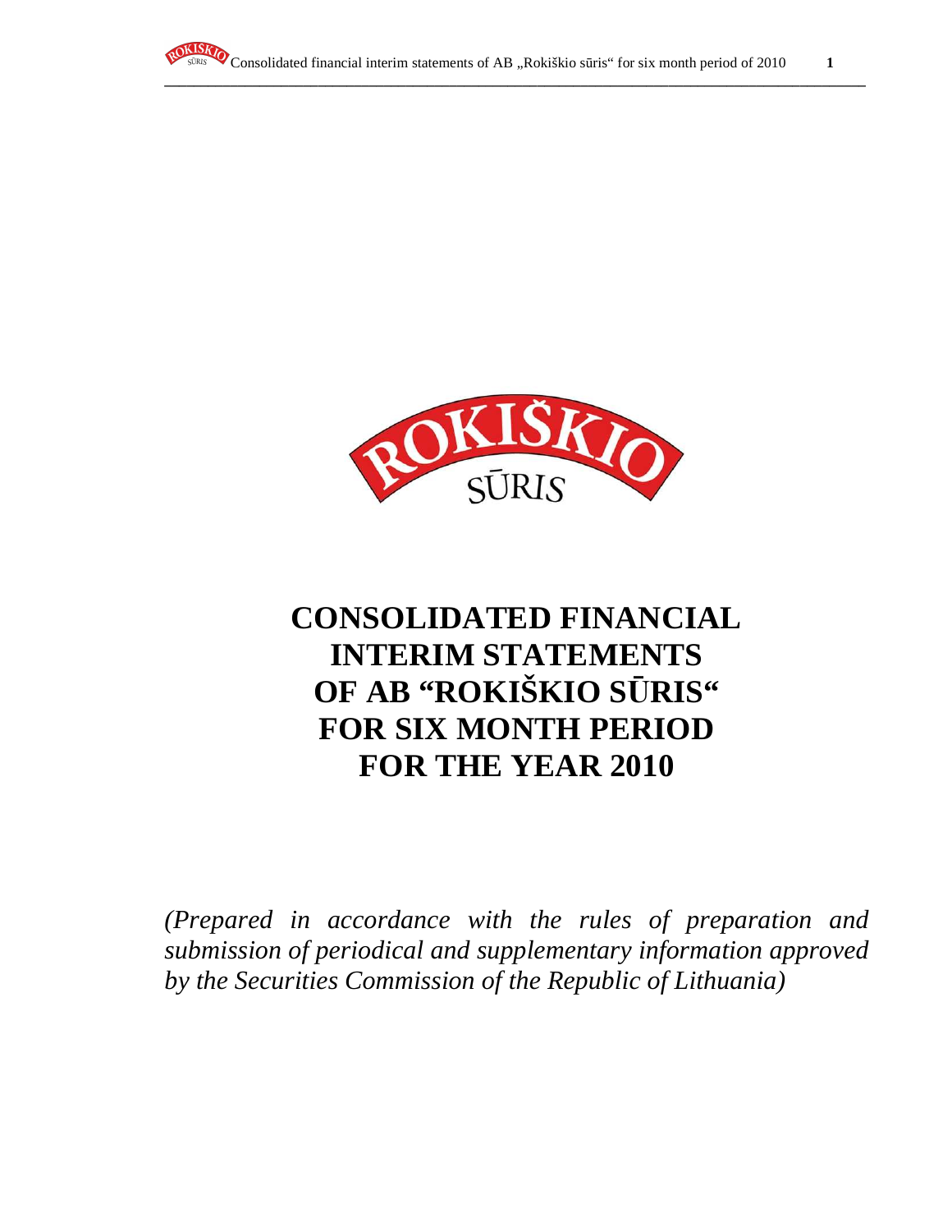# CONSOLIDATED FINANCIAL INTERIM STATEMENTS OF AB "ROKIŠKIO SŪRIS" FOR SIX MONTH PERIOD FOR THE YEAR 2010

*(Prepared in accordance with the rules of preparation and submission of periodical and supplementary information approved by the Securities Commission of the Republic of Lithuania)*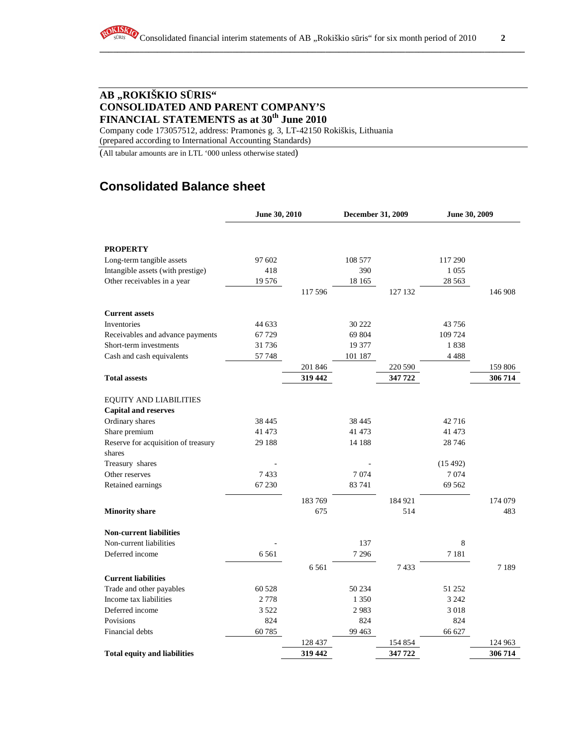## AB „ROKIŠKIO SŪRIS“
## CONSOLIDATED AND PARENT COMPANY'S FINANCIAL STATEMENTS as at 30th June 2010

Company code 173057512, address: Pramonės g. 3, LT-42150 Rokiškis, Lithuania
(prepared according to International Accounting Standards)

(All tabular amounts are in LTL '000 unless otherwise stated)

# Consolidated Balance sheet

| | June 30, 2010 | | December 31, 2009 | | June 30, 2009 | |
|---|---|---|---|---|---|---|
| **PROPERTY** | | | | | | |
| Long-term tangible assets | 97 602 | | 108 577 | | 117 290 | |
| Intangible assets (with prestige) | 418 | | 390 | | 1 055 | |
| Other receivables in a year | 19 576 | | 18 165 | | 28 563 | |
| | | 117 596 | | 127 132 | | 146 908 |
| **Current assets** | | | | | | |
| Inventories | 44 633 | | 30 222 | | 43 756 | |
| Receivables and advance payments | 67 729 | | 69 804 | | 109 724 | |
| Short-term investments | 31 736 | | 19 377 | | 1 838 | |
| Cash and cash equivalents | 57 748 | | 101 187 | | 4 488 | |
| | | 201 846 | | 220 590 | | 159 806 |
| **Total assests** | | **319 442** | | **347 722** | | **306 714** |
| EQUITY AND LIABILITIES | | | | | | |
| **Capital and reserves** | | | | | | |
| Ordinary shares | 38 445 | | 38 445 | | 42 716 | |
| Share premium | 41 473 | | 41 473 | | 41 473 | |
| Reserve for acquisition of treasury shares | 29 188 | | 14 188 | | 28 746 | |
| Treasury shares | - | | - | | (15 492) | |
| Other reserves | 7 433 | | 7 074 | | 7 074 | |
| Retained earnings | 67 230 | | 83 741 | | 69 562 | |
| | | 183 769 | | 184 921 | | 174 079 |
| **Minority share** | | 675 | | 514 | | 483 |
| **Non-current liabilities** | | | | | | |
| Non-current liabilities | - | | 137 | | 8 | |
| Deferred income | 6 561 | | 7 296 | | 7 181 | |
| | | 6 561 | | 7 433 | | 7 189 |
| **Current liabilities** | | | | | | |
| Trade and other payables | 60 528 | | 50 234 | | 51 252 | |
| Income tax liabilities | 2 778 | | 1 350 | | 3 242 | |
| Deferred income | 3 522 | | 2 983 | | 3 018 | |
| Povisions | 824 | | 824 | | 824 | |
| Financial debts | 60 785 | | 99 463 | | 66 627 | |
| | | 128 437 | | 154 854 | | 124 963 |
| **Total equity and liabilities** | | **319 442** | | **347 722** | | **306 714** |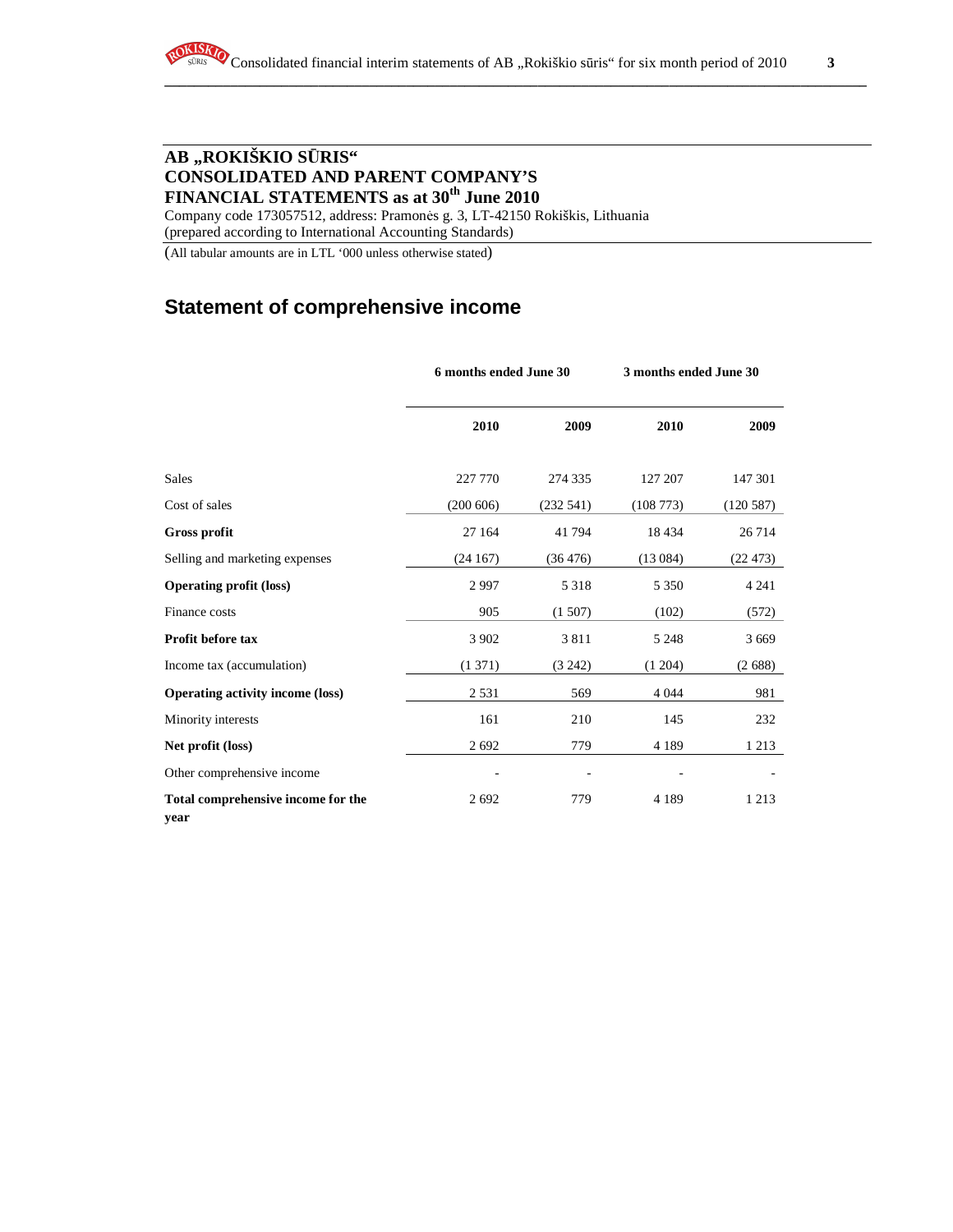# AB „ROKIŠKIO SŪRIS“
# CONSOLIDATED AND PARENT COMPANY'S FINANCIAL STATEMENTS as at 30th June 2010

Company code 173057512, address: Pramonės g. 3, LT-42150 Rokiškis, Lithuania
(prepared according to International Accounting Standards)

(All tabular amounts are in LTL '000 unless otherwise stated)

## Statement of comprehensive income

| | 6 months ended June 30 | | 3 months ended June 30 | |
|---|---|---|---|---|
| | **2010** | **2009** | **2010** | **2009** |
| Sales | 227 770 | 274 335 | 127 207 | 147 301 |
| Cost of sales | (200 606) | (232 541) | (108 773) | (120 587) |
| **Gross profit** | 27 164 | 41 794 | 18 434 | 26 714 |
| Selling and marketing expenses | (24 167) | (36 476) | (13 084) | (22 473) |
| **Operating profit (loss)** | 2 997 | 5 318 | 5 350 | 4 241 |
| Finance costs | 905 | (1 507) | (102) | (572) |
| **Profit before tax** | 3 902 | 3 811 | 5 248 | 3 669 |
| Income tax (accumulation) | (1 371) | (3 242) | (1 204) | (2 688) |
| **Operating activity income (loss)** | 2 531 | 569 | 4 044 | 981 |
| Minority interests | 161 | 210 | 145 | 232 |
| **Net profit (loss)** | 2 692 | 779 | 4 189 | 1 213 |
| Other comprehensive income | - | - | - | - |
| **Total comprehensive income for the year** | 2 692 | 779 | 4 189 | 1 213 |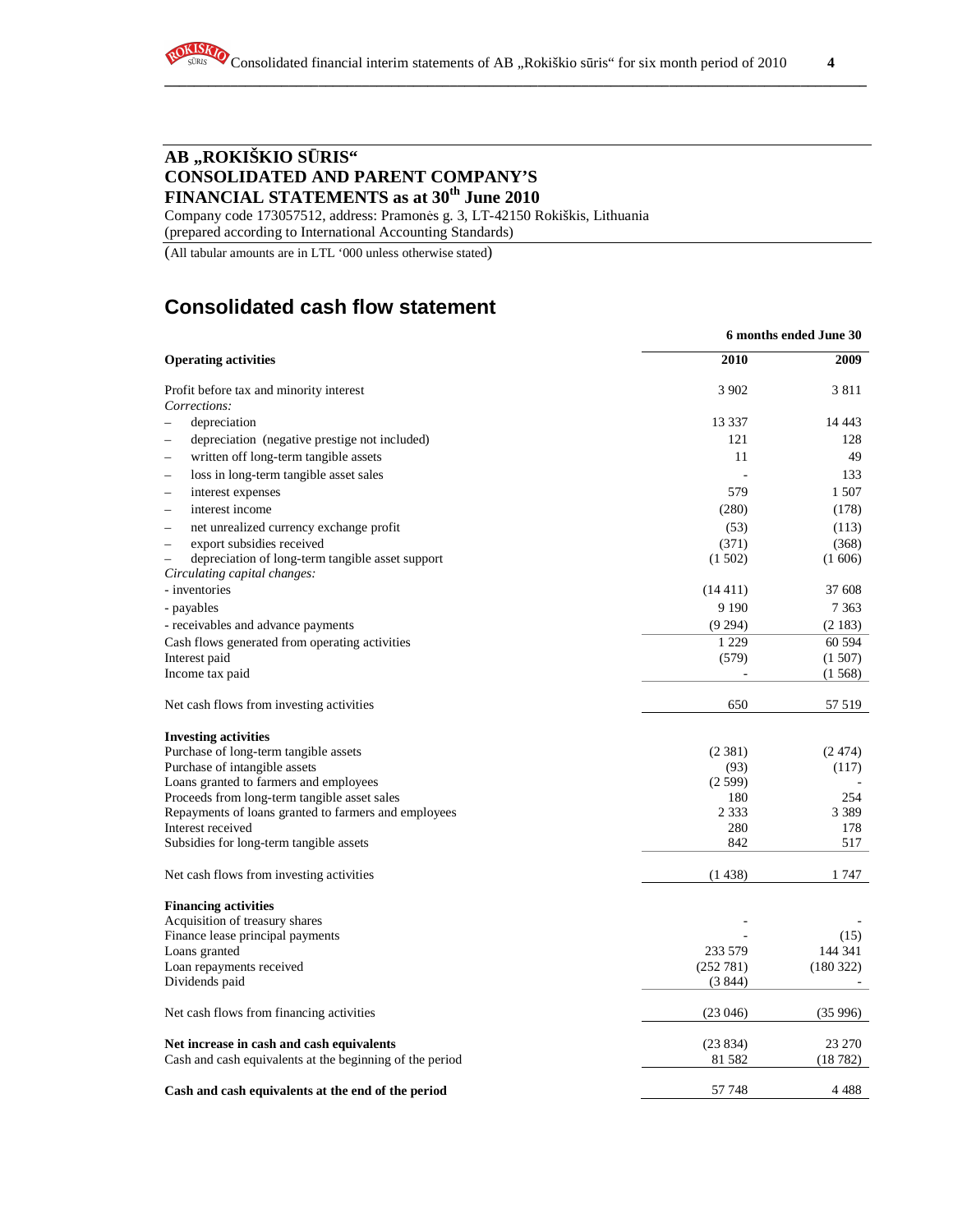## AB „ROKIŠKIO SŪRIS“
## CONSOLIDATED AND PARENT COMPANY'S FINANCIAL STATEMENTS as at 30th June 2010

Company code 173057512, address: Pramonės g. 3, LT-42150 Rokiškis, Lithuania
(prepared according to International Accounting Standards)

(All tabular amounts are in LTL '000 unless otherwise stated)

# Consolidated cash flow statement

| | 6 months ended June 30 | |
|---|---|---|
| **Operating activities** | **2010** | **2009** |
| Profit before tax and minority interest | 3 902 | 3 811 |
| *Corrections:* | | |
| – depreciation | 13 337 | 14 443 |
| – depreciation (negative prestige not included) | 121 | 128 |
| – written off long-term tangible assets | 11 | 49 |
| – loss in long-term tangible asset sales | - | 133 |
| – interest expenses | 579 | 1 507 |
| – interest income | (280) | (178) |
| – net unrealized currency exchange profit | (53) | (113) |
| – export subsidies received | (371) | (368) |
| – depreciation of long-term tangible asset support | (1 502) | (1 606) |
| *Circulating capital changes:* | | |
| - inventories | (14 411) | 37 608 |
| - payables | 9 190 | 7 363 |
| - receivables and advance payments | (9 294) | (2 183) |
| Cash flows generated from operating activities | 1 229 | 60 594 |
| Interest paid | (579) | (1 507) |
| Income tax paid | - | (1 568) |
| Net cash flows from investing activities | 650 | 57 519 |
| **Investing activities** | | |
| Purchase of long-term tangible assets | (2 381) | (2 474) |
| Purchase of intangible assets | (93) | (117) |
| Loans granted to farmers and employees | (2 599) | - |
| Proceeds from long-term tangible asset sales | 180 | 254 |
| Repayments of loans granted to farmers and employees | 2 333 | 3 389 |
| Interest received | 280 | 178 |
| Subsidies for long-term tangible assets | 842 | 517 |
| Net cash flows from investing activities | (1 438) | 1 747 |
| **Financing activities** | | |
| Acquisition of treasury shares | - | - |
| Finance lease principal payments | - | (15) |
| Loans granted | 233 579 | 144 341 |
| Loan repayments received | (252 781) | (180 322) |
| Dividends paid | (3 844) | - |
| Net cash flows from financing activities | (23 046) | (35 996) |
| **Net increase in cash and cash equivalents** | (23 834) | 23 270 |
| Cash and cash equivalents at the beginning of the period | 81 582 | (18 782) |
| **Cash and cash equivalents at the end of the period** | 57 748 | 4 488 |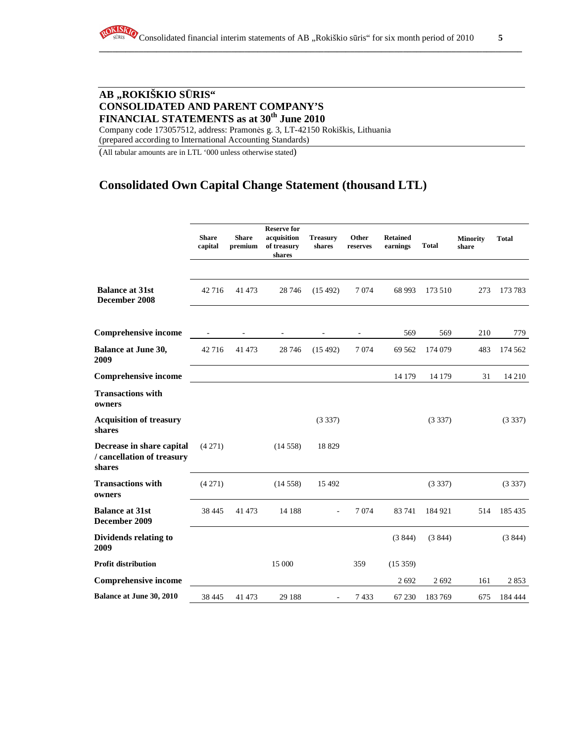# AB „ROKIŠKIO SŪRIS“ CONSOLIDATED AND PARENT COMPANY'S FINANCIAL STATEMENTS as at 30th June 2010

Company code 173057512, address: Pramonės g. 3, LT-42150 Rokiškis, Lithuania
(prepared according to International Accounting Standards)

(All tabular amounts are in LTL '000 unless otherwise stated)

## Consolidated Own Capital Change Statement (thousand LTL)

| | Share capital | Share premium | Reserve for acquisition of treasury shares | Treasury shares | Other reserves | Retained earnings | Total | Minority share | Total |
|---|---|---|---|---|---|---|---|---|---|
| **Balance at 31st December 2008** | 42 716 | 41 473 | 28 746 | (15 492) | 7 074 | 68 993 | 173 510 | 273 | 173 783 |
| **Comprehensive income** | - | - | - | - | - | 569 | 569 | 210 | 779 |
| **Balance at June 30, 2009** | 42 716 | 41 473 | 28 746 | (15 492) | 7 074 | 69 562 | 174 079 | 483 | 174 562 |
| **Comprehensive income** | | | | | | 14 179 | 14 179 | 31 | 14 210 |
| **Transactions with owners** | | | | | | | | | |
| **Acquisition of treasury shares** | | | | (3 337) | | | (3 337) | | (3 337) |
| **Decrease in share capital / cancellation of treasury shares** | (4 271) | | (14 558) | 18 829 | | | | | |
| **Transactions with owners** | (4 271) | | (14 558) | 15 492 | | | (3 337) | | (3 337) |
| **Balance at 31st December 2009** | 38 445 | 41 473 | 14 188 | - | 7 074 | 83 741 | 184 921 | 514 | 185 435 |
| **Dividends relating to 2009** | | | | | | (3 844) | (3 844) | | (3 844) |
| **Profit distribution** | | | 15 000 | | 359 | (15 359) | | | |
| **Comprehensive income** | | | | | | 2 692 | 2 692 | 161 | 2 853 |
| **Balance at June 30, 2010** | 38 445 | 41 473 | 29 188 | - | 7 433 | 67 230 | 183 769 | 675 | 184 444 |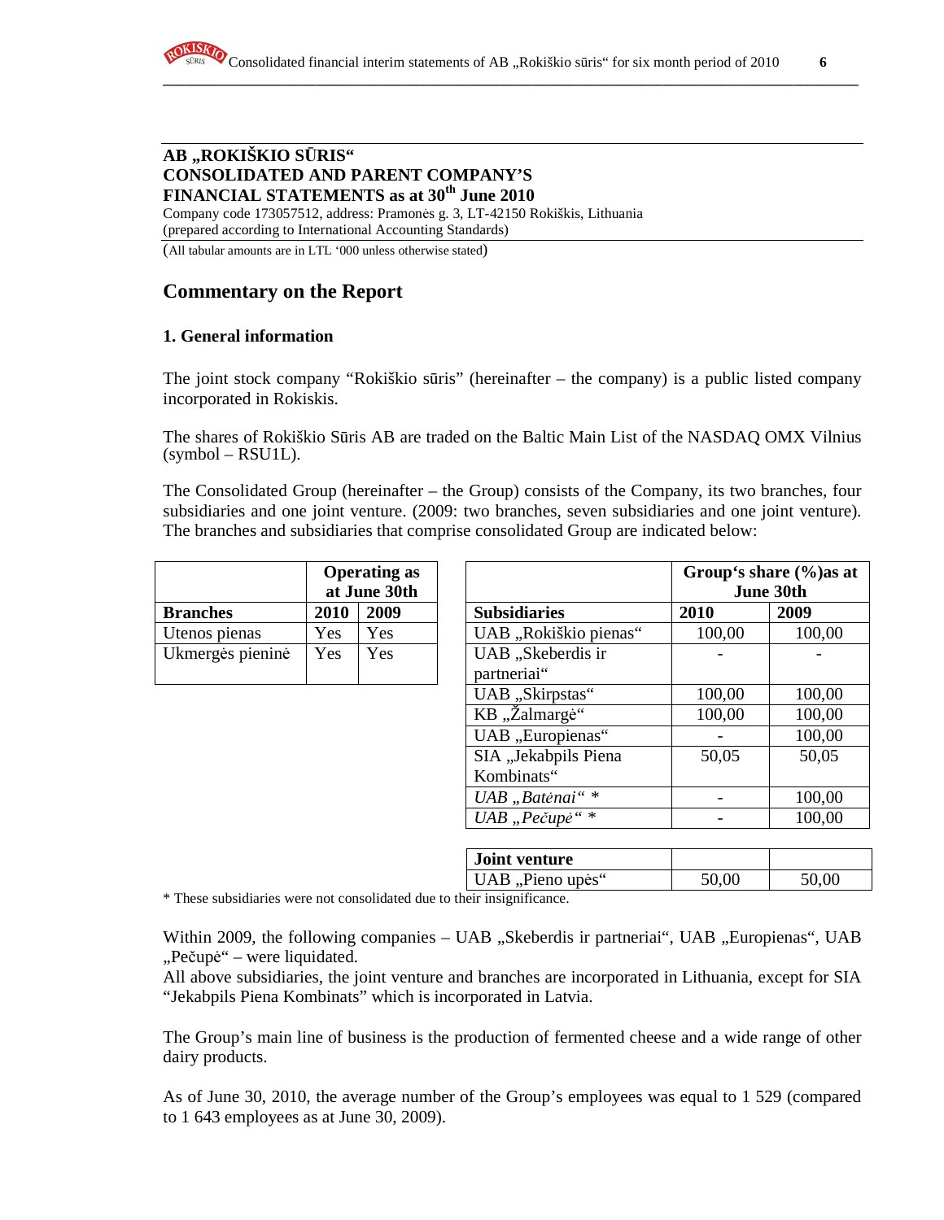**AB „ROKIŠKIO SŪRIS“**
**CONSOLIDATED AND PARENT COMPANY'S**
**FINANCIAL STATEMENTS as at 30th June 2010**
Company code 173057512, address: Pramonės g. 3, LT-42150 Rokiškis, Lithuania
(prepared according to International Accounting Standards)

(All tabular amounts are in LTL '000 unless otherwise stated)

## Commentary on the Report

### 1. General information

The joint stock company "Rokiškio sūris" (hereinafter – the company) is a public listed company incorporated in Rokiskis.

The shares of Rokiškio Sūris AB are traded on the Baltic Main List of the NASDAQ OMX Vilnius (symbol – RSU1L).

The Consolidated Group (hereinafter – the Group) consists of the Company, its two branches, four subsidiaries and one joint venture. (2009: two branches, seven subsidiaries and one joint venture). The branches and subsidiaries that comprise consolidated Group are indicated below:

| | Operating as at June 30th | |
|---|---|---|
| **Branches** | **2010** | **2009** |
| Utenos pienas | Yes | Yes |
| Ukmergės pieninė | Yes | Yes |

| | Group's share (%)as at June 30th | |
|---|---|---|
| **Subsidiaries** | **2010** | **2009** |
| UAB „Rokiškio pienas“ | 100,00 | 100,00 |
| UAB „Skeberdis ir partneriai“ | - | - |
| UAB „Skirpstas“ | 100,00 | 100,00 |
| KB „Žalmargė“ | 100,00 | 100,00 |
| UAB „Europienas“ | - | 100,00 |
| SIA „Jekabpils Piena Kombinats“ | 50,05 | 50,05 |
| *UAB „Batėnai“ ** | - | 100,00 |
| *UAB „Pečupė“ ** | - | 100,00 |
| **Joint venture** | | |
| UAB „Pieno upės“ | 50,00 | 50,00 |

* These subsidiaries were not consolidated due to their insignificance.

Within 2009, the following companies – UAB „Skeberdis ir partneriai“, UAB „Europienas“, UAB „Pečupė“ – were liquidated.
All above subsidiaries, the joint venture and branches are incorporated in Lithuania, except for SIA "Jekabpils Piena Kombinats" which is incorporated in Latvia.

The Group's main line of business is the production of fermented cheese and a wide range of other dairy products.

As of June 30, 2010, the average number of the Group's employees was equal to 1 529 (compared to 1 643 employees as at June 30, 2009).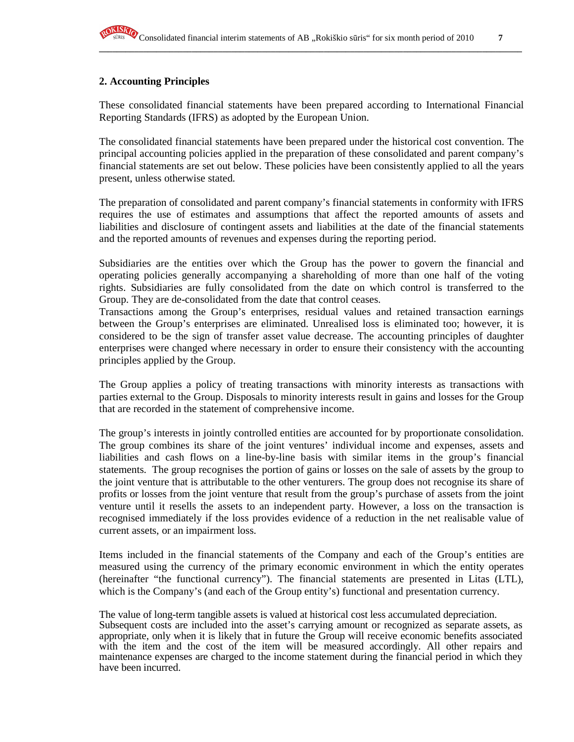## 2. Accounting Principles

These consolidated financial statements have been prepared according to International Financial Reporting Standards (IFRS) as adopted by the European Union.

The consolidated financial statements have been prepared under the historical cost convention. The principal accounting policies applied in the preparation of these consolidated and parent company's financial statements are set out below. These policies have been consistently applied to all the years present, unless otherwise stated.

The preparation of consolidated and parent company's financial statements in conformity with IFRS requires the use of estimates and assumptions that affect the reported amounts of assets and liabilities and disclosure of contingent assets and liabilities at the date of the financial statements and the reported amounts of revenues and expenses during the reporting period.

Subsidiaries are the entities over which the Group has the power to govern the financial and operating policies generally accompanying a shareholding of more than one half of the voting rights. Subsidiaries are fully consolidated from the date on which control is transferred to the Group. They are de-consolidated from the date that control ceases.
Transactions among the Group's enterprises, residual values and retained transaction earnings between the Group's enterprises are eliminated. Unrealised loss is eliminated too; however, it is considered to be the sign of transfer asset value decrease. The accounting principles of daughter enterprises were changed where necessary in order to ensure their consistency with the accounting principles applied by the Group.

The Group applies a policy of treating transactions with minority interests as transactions with parties external to the Group. Disposals to minority interests result in gains and losses for the Group that are recorded in the statement of comprehensive income.

The group's interests in jointly controlled entities are accounted for by proportionate consolidation. The group combines its share of the joint ventures' individual income and expenses, assets and liabilities and cash flows on a line-by-line basis with similar items in the group's financial statements. The group recognises the portion of gains or losses on the sale of assets by the group to the joint venture that is attributable to the other venturers. The group does not recognise its share of profits or losses from the joint venture that result from the group's purchase of assets from the joint venture until it resells the assets to an independent party. However, a loss on the transaction is recognised immediately if the loss provides evidence of a reduction in the net realisable value of current assets, or an impairment loss.

Items included in the financial statements of the Company and each of the Group's entities are measured using the currency of the primary economic environment in which the entity operates (hereinafter "the functional currency"). The financial statements are presented in Litas (LTL), which is the Company's (and each of the Group entity's) functional and presentation currency.

The value of long-term tangible assets is valued at historical cost less accumulated depreciation.
Subsequent costs are included into the asset's carrying amount or recognized as separate assets, as appropriate, only when it is likely that in future the Group will receive economic benefits associated with the item and the cost of the item will be measured accordingly. All other repairs and maintenance expenses are charged to the income statement during the financial period in which they have been incurred.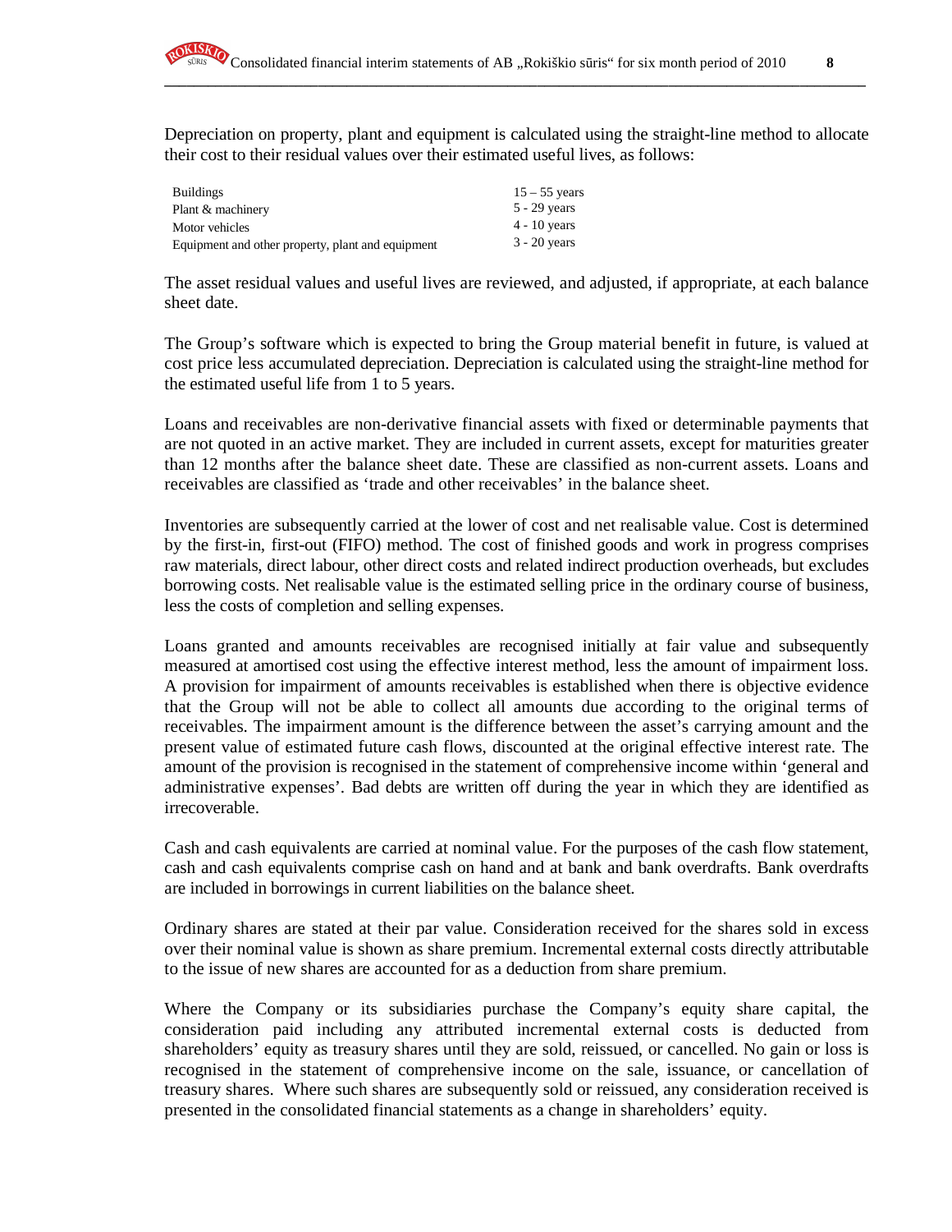Depreciation on property, plant and equipment is calculated using the straight-line method to allocate their cost to their residual values over their estimated useful lives, as follows:

| | |
|---|---|
| Buildings | 15 – 55 years |
| Plant & machinery | 5 - 29 years |
| Motor vehicles | 4 - 10 years |
| Equipment and other property, plant and equipment | 3 - 20 years |

The asset residual values and useful lives are reviewed, and adjusted, if appropriate, at each balance sheet date.

The Group's software which is expected to bring the Group material benefit in future, is valued at cost price less accumulated depreciation. Depreciation is calculated using the straight-line method for the estimated useful life from 1 to 5 years.

Loans and receivables are non-derivative financial assets with fixed or determinable payments that are not quoted in an active market. They are included in current assets, except for maturities greater than 12 months after the balance sheet date. These are classified as non-current assets. Loans and receivables are classified as 'trade and other receivables' in the balance sheet.

Inventories are subsequently carried at the lower of cost and net realisable value. Cost is determined by the first-in, first-out (FIFO) method. The cost of finished goods and work in progress comprises raw materials, direct labour, other direct costs and related indirect production overheads, but excludes borrowing costs. Net realisable value is the estimated selling price in the ordinary course of business, less the costs of completion and selling expenses.

Loans granted and amounts receivables are recognised initially at fair value and subsequently measured at amortised cost using the effective interest method, less the amount of impairment loss. A provision for impairment of amounts receivables is established when there is objective evidence that the Group will not be able to collect all amounts due according to the original terms of receivables. The impairment amount is the difference between the asset's carrying amount and the present value of estimated future cash flows, discounted at the original effective interest rate. The amount of the provision is recognised in the statement of comprehensive income within 'general and administrative expenses'. Bad debts are written off during the year in which they are identified as irrecoverable.

Cash and cash equivalents are carried at nominal value. For the purposes of the cash flow statement, cash and cash equivalents comprise cash on hand and at bank and bank overdrafts. Bank overdrafts are included in borrowings in current liabilities on the balance sheet.

Ordinary shares are stated at their par value. Consideration received for the shares sold in excess over their nominal value is shown as share premium. Incremental external costs directly attributable to the issue of new shares are accounted for as a deduction from share premium.

Where the Company or its subsidiaries purchase the Company's equity share capital, the consideration paid including any attributed incremental external costs is deducted from shareholders' equity as treasury shares until they are sold, reissued, or cancelled. No gain or loss is recognised in the statement of comprehensive income on the sale, issuance, or cancellation of treasury shares. Where such shares are subsequently sold or reissued, any consideration received is presented in the consolidated financial statements as a change in shareholders' equity.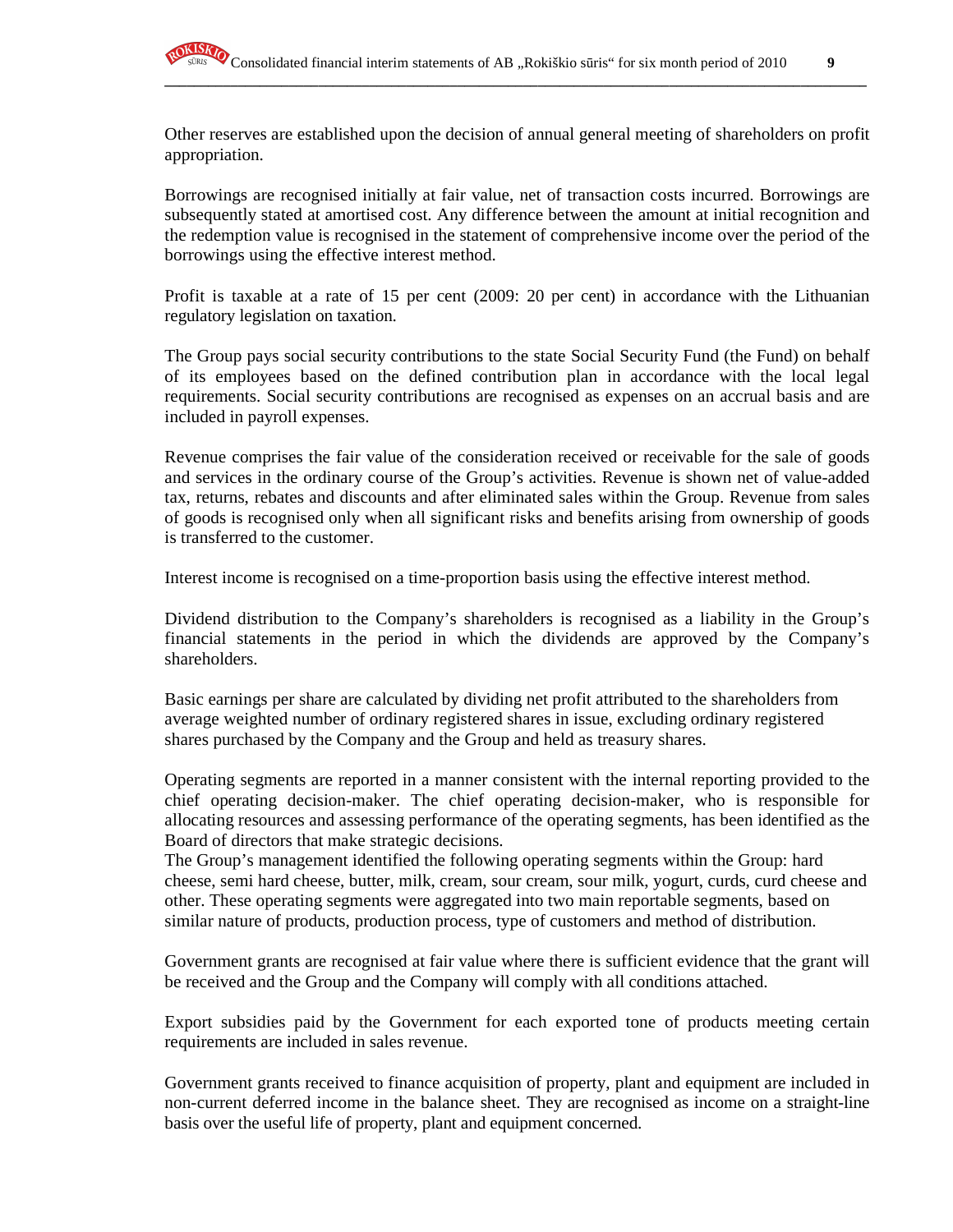Other reserves are established upon the decision of annual general meeting of shareholders on profit appropriation.

Borrowings are recognised initially at fair value, net of transaction costs incurred. Borrowings are subsequently stated at amortised cost. Any difference between the amount at initial recognition and the redemption value is recognised in the statement of comprehensive income over the period of the borrowings using the effective interest method.

Profit is taxable at a rate of 15 per cent (2009: 20 per cent) in accordance with the Lithuanian regulatory legislation on taxation.

The Group pays social security contributions to the state Social Security Fund (the Fund) on behalf of its employees based on the defined contribution plan in accordance with the local legal requirements. Social security contributions are recognised as expenses on an accrual basis and are included in payroll expenses.

Revenue comprises the fair value of the consideration received or receivable for the sale of goods and services in the ordinary course of the Group's activities. Revenue is shown net of value-added tax, returns, rebates and discounts and after eliminated sales within the Group. Revenue from sales of goods is recognised only when all significant risks and benefits arising from ownership of goods is transferred to the customer.

Interest income is recognised on a time-proportion basis using the effective interest method.

Dividend distribution to the Company's shareholders is recognised as a liability in the Group's financial statements in the period in which the dividends are approved by the Company's shareholders.

Basic earnings per share are calculated by dividing net profit attributed to the shareholders from average weighted number of ordinary registered shares in issue, excluding ordinary registered shares purchased by the Company and the Group and held as treasury shares.

Operating segments are reported in a manner consistent with the internal reporting provided to the chief operating decision-maker. The chief operating decision-maker, who is responsible for allocating resources and assessing performance of the operating segments, has been identified as the Board of directors that make strategic decisions.
The Group's management identified the following operating segments within the Group: hard cheese, semi hard cheese, butter, milk, cream, sour cream, sour milk, yogurt, curds, curd cheese and other. These operating segments were aggregated into two main reportable segments, based on similar nature of products, production process, type of customers and method of distribution.

Government grants are recognised at fair value where there is sufficient evidence that the grant will be received and the Group and the Company will comply with all conditions attached.

Export subsidies paid by the Government for each exported tone of products meeting certain requirements are included in sales revenue.

Government grants received to finance acquisition of property, plant and equipment are included in non-current deferred income in the balance sheet. They are recognised as income on a straight-line basis over the useful life of property, plant and equipment concerned.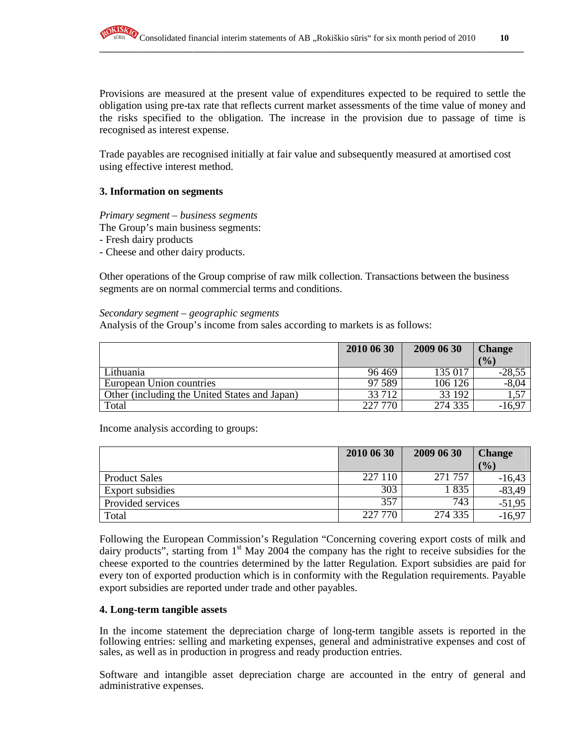Provisions are measured at the present value of expenditures expected to be required to settle the obligation using pre-tax rate that reflects current market assessments of the time value of money and the risks specified to the obligation. The increase in the provision due to passage of time is recognised as interest expense.

Trade payables are recognised initially at fair value and subsequently measured at amortised cost using effective interest method.

### 3. Information on segments

*Primary segment – business segments*
The Group's main business segments:
- Fresh dairy products
- Cheese and other dairy products.

Other operations of the Group comprise of raw milk collection. Transactions between the business segments are on normal commercial terms and conditions.

*Secondary segment – geographic segments*
Analysis of the Group's income from sales according to markets is as follows:

| | 2010 06 30 | 2009 06 30 | Change (%) |
|---|---|---|---|
| Lithuania | 96 469 | 135 017 | -28,55 |
| European Union countries | 97 589 | 106 126 | -8,04 |
| Other (including the United States and Japan) | 33 712 | 33 192 | 1,57 |
| Total | 227 770 | 274 335 | -16,97 |

Income analysis according to groups:

| | 2010 06 30 | 2009 06 30 | Change (%) |
|---|---|---|---|
| Product Sales | 227 110 | 271 757 | -16,43 |
| Export subsidies | 303 | 1 835 | -83,49 |
| Provided services | 357 | 743 | -51,95 |
| Total | 227 770 | 274 335 | -16,97 |

Following the European Commission's Regulation "Concerning covering export costs of milk and dairy products", starting from 1st May 2004 the company has the right to receive subsidies for the cheese exported to the countries determined by the latter Regulation. Export subsidies are paid for every ton of exported production which is in conformity with the Regulation requirements. Payable export subsidies are reported under trade and other payables.

### 4. Long-term tangible assets

In the income statement the depreciation charge of long-term tangible assets is reported in the following entries: selling and marketing expenses, general and administrative expenses and cost of sales, as well as in production in progress and ready production entries.

Software and intangible asset depreciation charge are accounted in the entry of general and administrative expenses.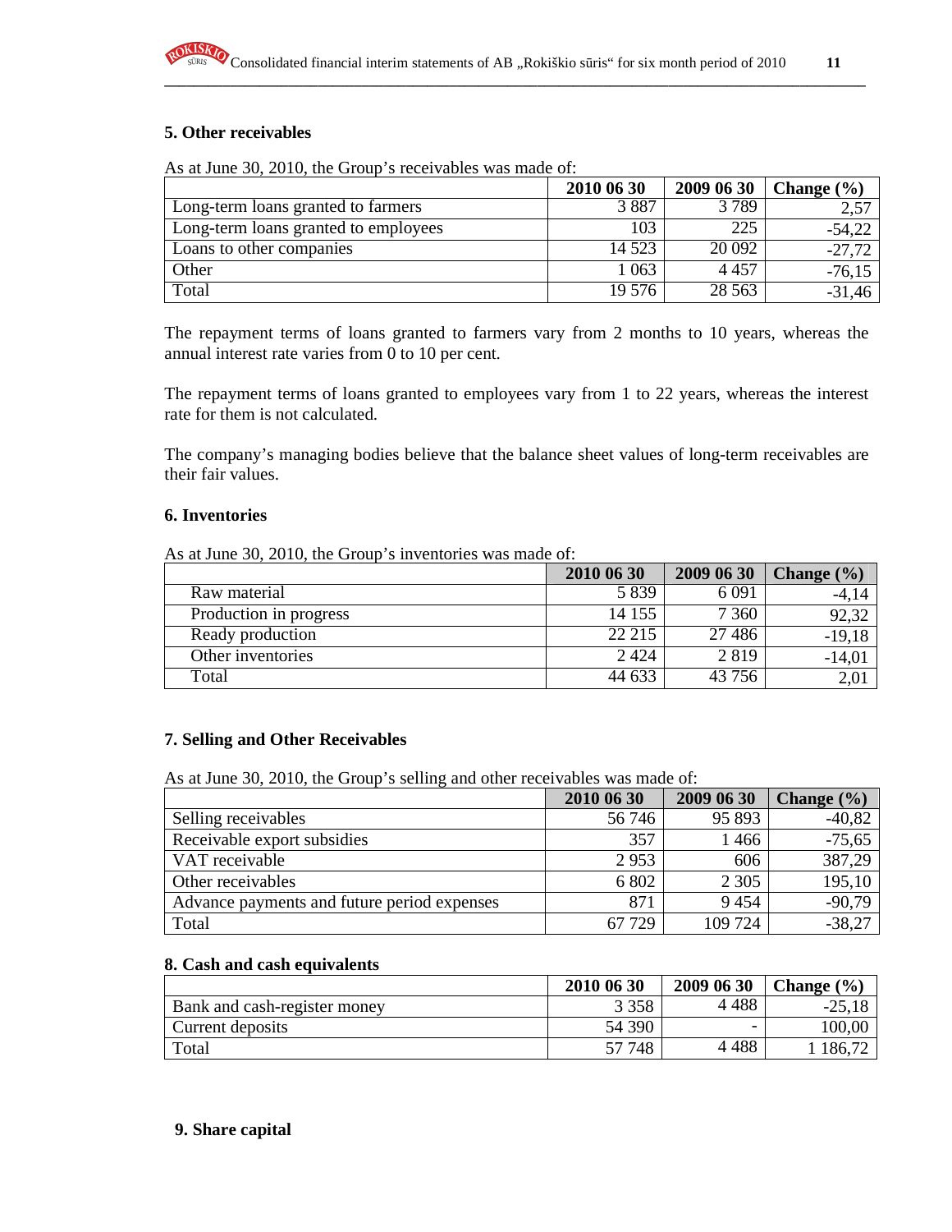## 5. Other receivables

As at June 30, 2010, the Group's receivables was made of:

| | 2010 06 30 | 2009 06 30 | Change (%) |
|---|---|---|---|
| Long-term loans granted to farmers | 3 887 | 3 789 | 2,57 |
| Long-term loans granted to employees | 103 | 225 | -54,22 |
| Loans to other companies | 14 523 | 20 092 | -27,72 |
| Other | 1 063 | 4 457 | -76,15 |
| Total | 19 576 | 28 563 | -31,46 |

The repayment terms of loans granted to farmers vary from 2 months to 10 years, whereas the annual interest rate varies from 0 to 10 per cent.

The repayment terms of loans granted to employees vary from 1 to 22 years, whereas the interest rate for them is not calculated.

The company's managing bodies believe that the balance sheet values of long-term receivables are their fair values.

## 6. Inventories

As at June 30, 2010, the Group's inventories was made of:

| | 2010 06 30 | 2009 06 30 | Change (%) |
|---|---|---|---|
| Raw material | 5 839 | 6 091 | -4,14 |
| Production in progress | 14 155 | 7 360 | 92,32 |
| Ready production | 22 215 | 27 486 | -19,18 |
| Other inventories | 2 424 | 2 819 | -14,01 |
| Total | 44 633 | 43 756 | 2,01 |

## 7. Selling and Other Receivables

As at June 30, 2010, the Group's selling and other receivables was made of:

| | 2010 06 30 | 2009 06 30 | Change (%) |
|---|---|---|---|
| Selling receivables | 56 746 | 95 893 | -40,82 |
| Receivable export subsidies | 357 | 1 466 | -75,65 |
| VAT receivable | 2 953 | 606 | 387,29 |
| Other receivables | 6 802 | 2 305 | 195,10 |
| Advance payments and future period expenses | 871 | 9 454 | -90,79 |
| Total | 67 729 | 109 724 | -38,27 |

## 8. Cash and cash equivalents

| | 2010 06 30 | 2009 06 30 | Change (%) |
|---|---|---|---|
| Bank and cash-register money | 3 358 | 4 488 | -25,18 |
| Current deposits | 54 390 | - | 100,00 |
| Total | 57 748 | 4 488 | 1 186,72 |

## 9. Share capital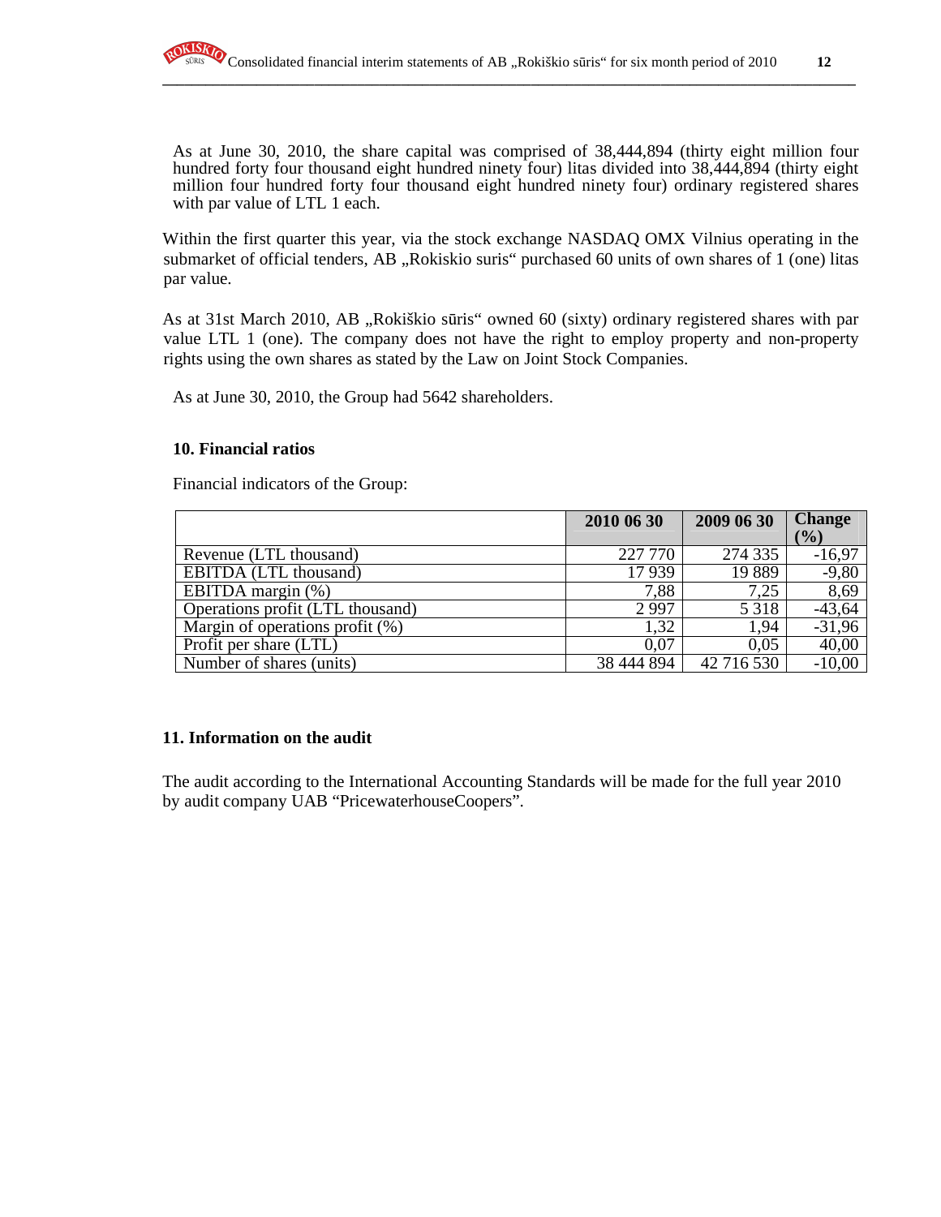As at June 30, 2010, the share capital was comprised of 38,444,894 (thirty eight million four hundred forty four thousand eight hundred ninety four) litas divided into 38,444,894 (thirty eight million four hundred forty four thousand eight hundred ninety four) ordinary registered shares with par value of LTL 1 each.

Within the first quarter this year, via the stock exchange NASDAQ OMX Vilnius operating in the submarket of official tenders, AB „Rokiskio suris“ purchased 60 units of own shares of 1 (one) litas par value.

As at 31st March 2010, AB „Rokiškio sūris“ owned 60 (sixty) ordinary registered shares with par value LTL 1 (one). The company does not have the right to employ property and non-property rights using the own shares as stated by the Law on Joint Stock Companies.

As at June 30, 2010, the Group had 5642 shareholders.

### 10. Financial ratios

Financial indicators of the Group:

| | 2010 06 30 | 2009 06 30 | Change (%) |
|---|---|---|---|
| Revenue (LTL thousand) | 227 770 | 274 335 | -16,97 |
| EBITDA (LTL thousand) | 17 939 | 19 889 | -9,80 |
| EBITDA margin (%) | 7,88 | 7,25 | 8,69 |
| Operations profit (LTL thousand) | 2 997 | 5 318 | -43,64 |
| Margin of operations profit (%) | 1,32 | 1,94 | -31,96 |
| Profit per share (LTL) | 0,07 | 0,05 | 40,00 |
| Number of shares (units) | 38 444 894 | 42 716 530 | -10,00 |

### 11. Information on the audit

The audit according to the International Accounting Standards will be made for the full year 2010 by audit company UAB "PricewaterhouseCoopers".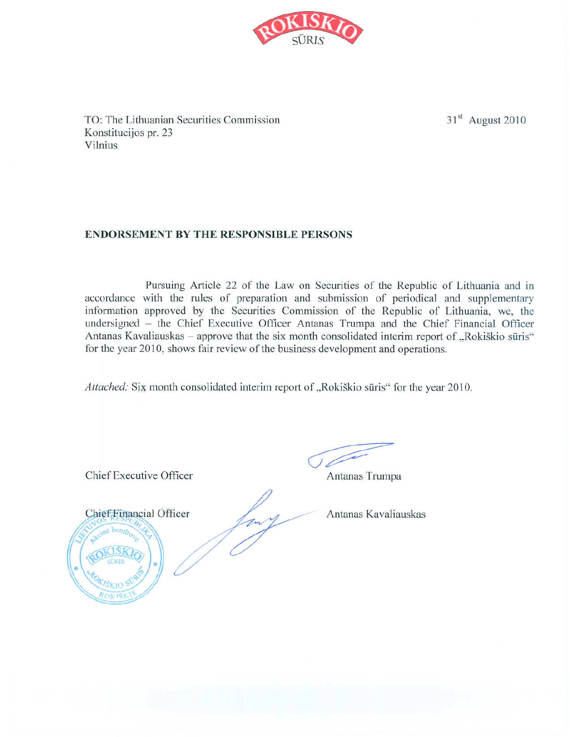TO: The Lithuanian Securities Commission
Konstitucijos pr. 23
Vilnius

31st August 2010

**ENDORSEMENT BY THE RESPONSIBLE PERSONS**

Pursuing Article 22 of the Law on Securities of the Republic of Lithuania and in accordance with the rules of preparation and submission of periodical and supplementary information approved by the Securities Commission of the Republic of Lithuania, we, the undersigned – the Chief Executive Officer Antanas Trumpa and the Chief Financial Officer Antanas Kavaliauskas – approve that the six month consolidated interim report of „Rokiškio sūris" for the year 2010, shows fair review of the business development and operations.

*Attached:* Six month consolidated interim report of „Rokiškio sūris" for the year 2010.

Chief Executive Officer — Antanas Trumpa

Chief Financial Officer — Antanas Kavaliauskas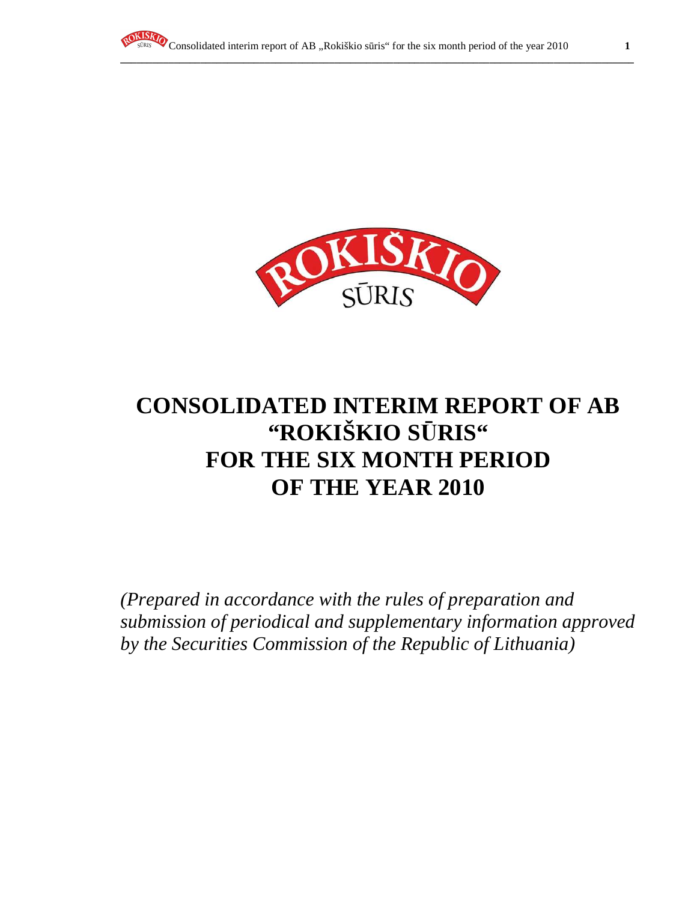# CONSOLIDATED INTERIM REPORT OF AB "ROKIŠKIO SŪRIS" FOR THE SIX MONTH PERIOD OF THE YEAR 2010

*(Prepared in accordance with the rules of preparation and submission of periodical and supplementary information approved by the Securities Commission of the Republic of Lithuania)*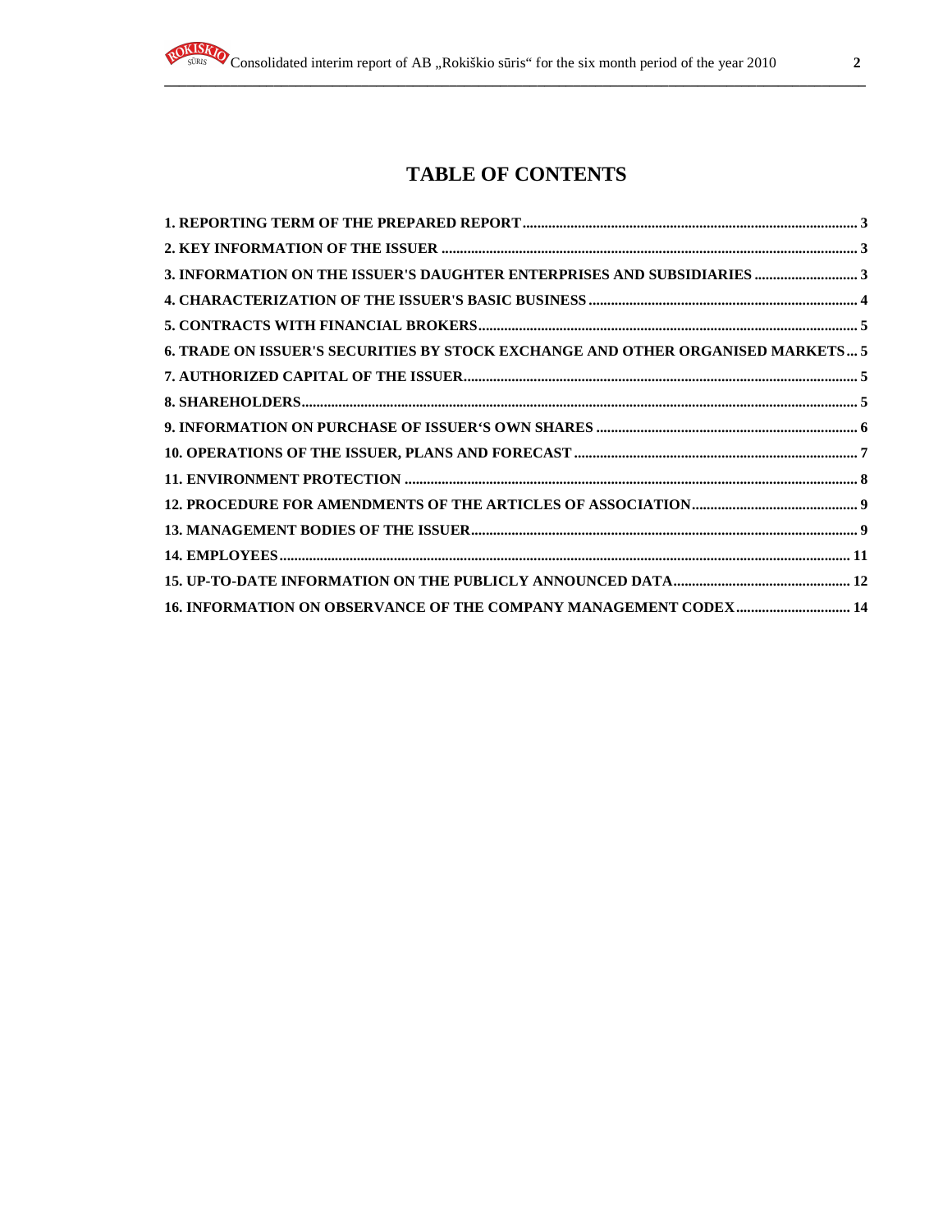# TABLE OF CONTENTS

**1. REPORTING TERM OF THE PREPARED REPORT .......... 3**

**2. KEY INFORMATION OF THE ISSUER .......... 3**

**3. INFORMATION ON THE ISSUER'S DAUGHTER ENTERPRISES AND SUBSIDIARIES .......... 3**

**4. CHARACTERIZATION OF THE ISSUER'S BASIC BUSINESS .......... 4**

**5. CONTRACTS WITH FINANCIAL BROKERS .......... 5**

**6. TRADE ON ISSUER'S SECURITIES BY STOCK EXCHANGE AND OTHER ORGANISED MARKETS .......... 5**

**7. AUTHORIZED CAPITAL OF THE ISSUER .......... 5**

**8. SHAREHOLDERS .......... 5**

**9. INFORMATION ON PURCHASE OF ISSUER'S OWN SHARES .......... 6**

**10. OPERATIONS OF THE ISSUER, PLANS AND FORECAST .......... 7**

**11. ENVIRONMENT PROTECTION .......... 8**

**12. PROCEDURE FOR AMENDMENTS OF THE ARTICLES OF ASSOCIATION .......... 9**

**13. MANAGEMENT BODIES OF THE ISSUER .......... 9**

**14. EMPLOYEES .......... 11**

**15. UP-TO-DATE INFORMATION ON THE PUBLICLY ANNOUNCED DATA .......... 12**

**16. INFORMATION ON OBSERVANCE OF THE COMPANY MANAGEMENT CODEX .......... 14**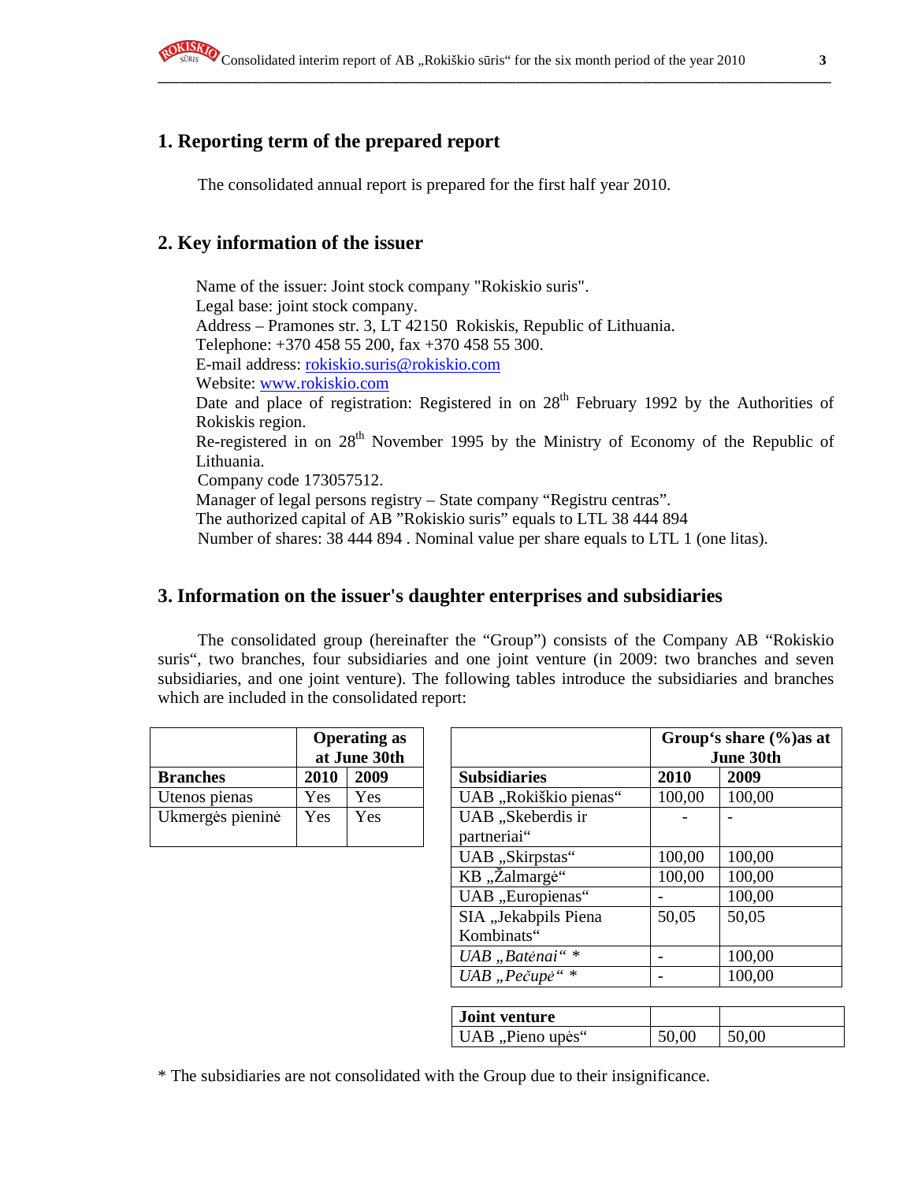## 1. Reporting term of the prepared report

The consolidated annual report is prepared for the first half year 2010.

## 2. Key information of the issuer

Name of the issuer: Joint stock company "Rokiskio suris".
Legal base: joint stock company.
Address – Pramones str. 3, LT 42150 Rokiskis, Republic of Lithuania.
Telephone: +370 458 55 200, fax +370 458 55 300.
E-mail address: rokiskio.suris@rokiskio.com
Website: www.rokiskio.com
Date and place of registration: Registered in on 28th February 1992 by the Authorities of Rokiskis region.
Re-registered in on 28th November 1995 by the Ministry of Economy of the Republic of Lithuania.
Company code 173057512.
Manager of legal persons registry – State company "Registru centras".
The authorized capital of AB "Rokiskio suris" equals to LTL 38 444 894
Number of shares: 38 444 894 . Nominal value per share equals to LTL 1 (one litas).

## 3. Information on the issuer's daughter enterprises and subsidiaries

The consolidated group (hereinafter the "Group") consists of the Company AB "Rokiskio suris", two branches, four subsidiaries and one joint venture (in 2009: two branches and seven subsidiaries, and one joint venture). The following tables introduce the subsidiaries and branches which are included in the consolidated report:

| | **Operating as at June 30th** | |
|---|---|---|
| **Branches** | **2010** | **2009** |
| Utenos pienas | Yes | Yes |
| Ukmergės pieninė | Yes | Yes |

| | **Group's share (%)as at June 30th** | |
|---|---|---|
| **Subsidiaries** | **2010** | **2009** |
| UAB „Rokiškio pienas" | 100,00 | 100,00 |
| UAB „Skeberdis ir partneriai" | - | - |
| UAB „Skirpstas" | 100,00 | 100,00 |
| KB „Žalmargė" | 100,00 | 100,00 |
| UAB „Europienas" | - | 100,00 |
| SIA „Jekabpils Piena Kombinats" | 50,05 | 50,05 |
| *UAB „Batėnai" ** | - | 100,00 |
| *UAB „Pečupė" ** | - | 100,00 |

| **Joint venture** | | |
|---|---|---|
| UAB „Pieno upės" | 50,00 | 50,00 |

* The subsidiaries are not consolidated with the Group due to their insignificance.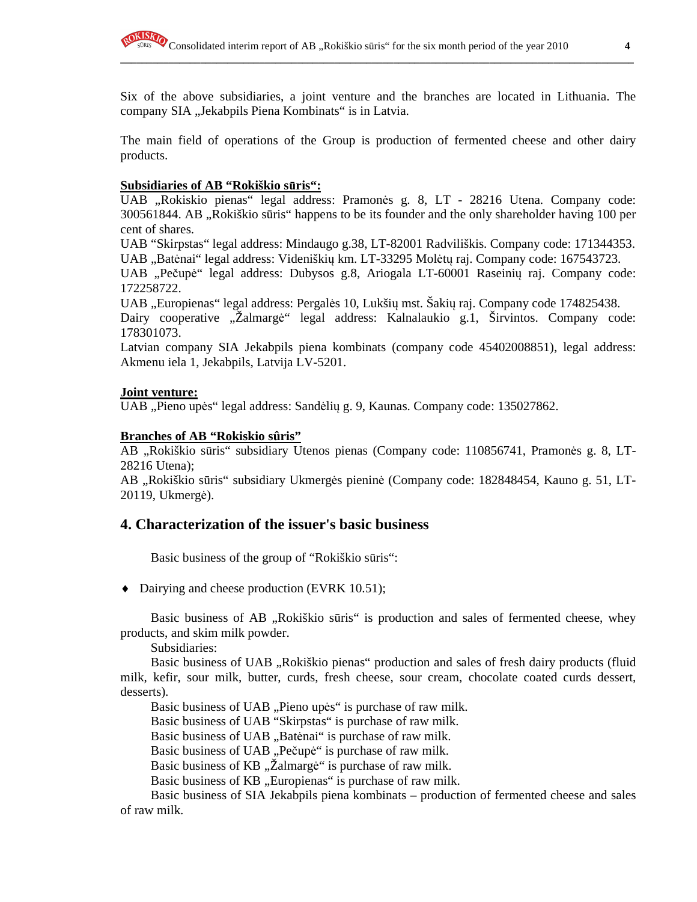Six of the above subsidiaries, a joint venture and the branches are located in Lithuania. The company SIA „Jekabpils Piena Kombinats" is in Latvia.

The main field of operations of the Group is production of fermented cheese and other dairy products.

**Subsidiaries of AB "Rokiškio sūris":**

UAB „Rokiskio pienas" legal address: Pramonės g. 8, LT - 28216 Utena. Company code: 300561844. AB „Rokiškio sūris" happens to be its founder and the only shareholder having 100 per cent of shares.
UAB "Skirpstas" legal address: Mindaugo g.38, LT-82001 Radviliškis. Company code: 171344353.
UAB „Batėnai" legal address: Videniškių km. LT-33295 Molėtų raj. Company code: 167543723.
UAB „Pečupė" legal address: Dubysos g.8, Ariogala LT-60001 Raseinių raj. Company code: 172258722.
UAB „Europienas" legal address: Pergalės 10, Lukšių mst. Šakių raj. Company code 174825438.
Dairy cooperative „Žalmargė" legal address: Kalnalaukio g.1, Širvintos. Company code: 178301073.
Latvian company SIA Jekabpils piena kombinats (company code 45402008851), legal address: Akmenu iela 1, Jekabpils, Latvija LV-5201.

**Joint venture:**

UAB „Pieno upės" legal address: Sandėlių g. 9, Kaunas. Company code: 135027862.

**Branches of AB "Rokiskio sûris"**

AB „Rokiškio sūris" subsidiary Utenos pienas (Company code: 110856741, Pramonės g. 8, LT-28216 Utena);
AB „Rokiškio sūris" subsidiary Ukmergės pieninė (Company code: 182848454, Kauno g. 51, LT-20119, Ukmergė).

## 4. Characterization of the issuer's basic business

Basic business of the group of "Rokiškio sūris":

- Dairying and cheese production (EVRK 10.51);

Basic business of AB „Rokiškio sūris" is production and sales of fermented cheese, whey products, and skim milk powder.

Subsidiaries:

Basic business of UAB „Rokiškio pienas" production and sales of fresh dairy products (fluid milk, kefir, sour milk, butter, curds, fresh cheese, sour cream, chocolate coated curds dessert, desserts).

Basic business of UAB „Pieno upės" is purchase of raw milk.

Basic business of UAB "Skirpstas" is purchase of raw milk.

Basic business of UAB „Batėnai" is purchase of raw milk.

Basic business of UAB „Pečupė" is purchase of raw milk.

Basic business of KB „Žalmargė" is purchase of raw milk.

Basic business of KB „Europienas" is purchase of raw milk.

Basic business of SIA Jekabpils piena kombinats – production of fermented cheese and sales of raw milk.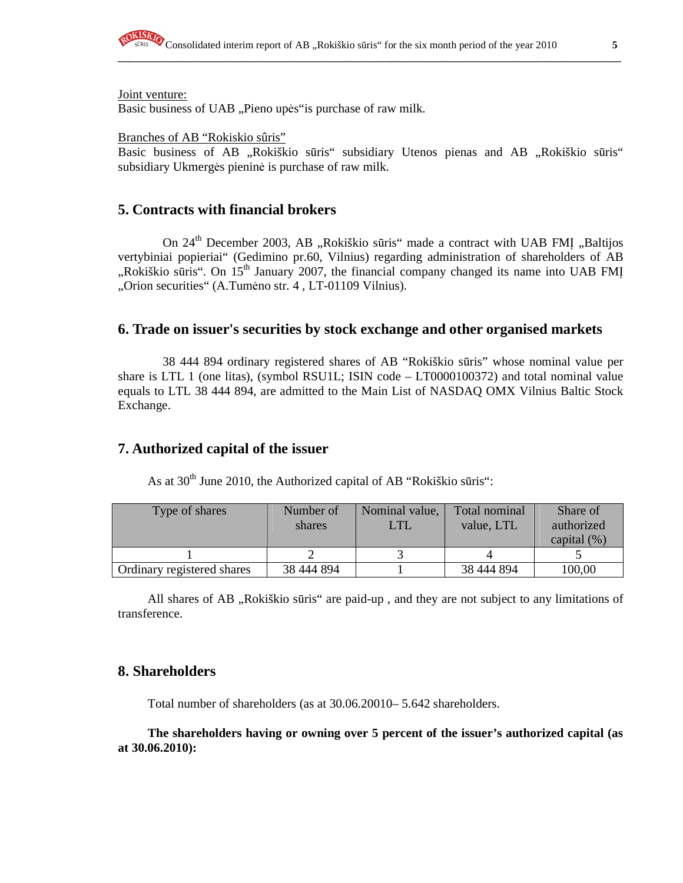Joint venture:
Basic business of UAB „Pieno upės“is purchase of raw milk.

Branches of AB “Rokiskio sûris”
Basic business of AB „Rokiškio sūris“ subsidiary Utenos pienas and AB „Rokiškio sūris“ subsidiary Ukmergės pieninė is purchase of raw milk.

## 5. Contracts with financial brokers

On 24th December 2003, AB „Rokiškio sūris“ made a contract with UAB FMĮ „Baltijos vertybiniai popieriai“ (Gedimino pr.60, Vilnius) regarding administration of shareholders of AB „Rokiškio sūris“. On 15th January 2007, the financial company changed its name into UAB FMĮ „Orion securities“ (A.Tumėno str. 4 , LT-01109 Vilnius).

## 6. Trade on issuer's securities by stock exchange and other organised markets

38 444 894 ordinary registered shares of AB “Rokiškio sūris” whose nominal value per share is LTL 1 (one litas), (symbol RSU1L; ISIN code – LT0000100372) and total nominal value equals to LTL 38 444 894, are admitted to the Main List of NASDAQ OMX Vilnius Baltic Stock Exchange.

## 7. Authorized capital of the issuer

As at 30th June 2010, the Authorized capital of AB “Rokiškio sūris“:

| Type of shares | Number of shares | Nominal value, LTL | Total nominal value, LTL | Share of authorized capital (%) |
|---|---|---|---|---|
| 1 | 2 | 3 | 4 | 5 |
| Ordinary registered shares | 38 444 894 | 1 | 38 444 894 | 100,00 |

All shares of AB „Rokiškio sūris“ are paid-up , and they are not subject to any limitations of transference.

## 8. Shareholders

Total number of shareholders (as at 30.06.20010– 5.642 shareholders.

**The shareholders having or owning over 5 percent of the issuer’s authorized capital (as at 30.06.2010):**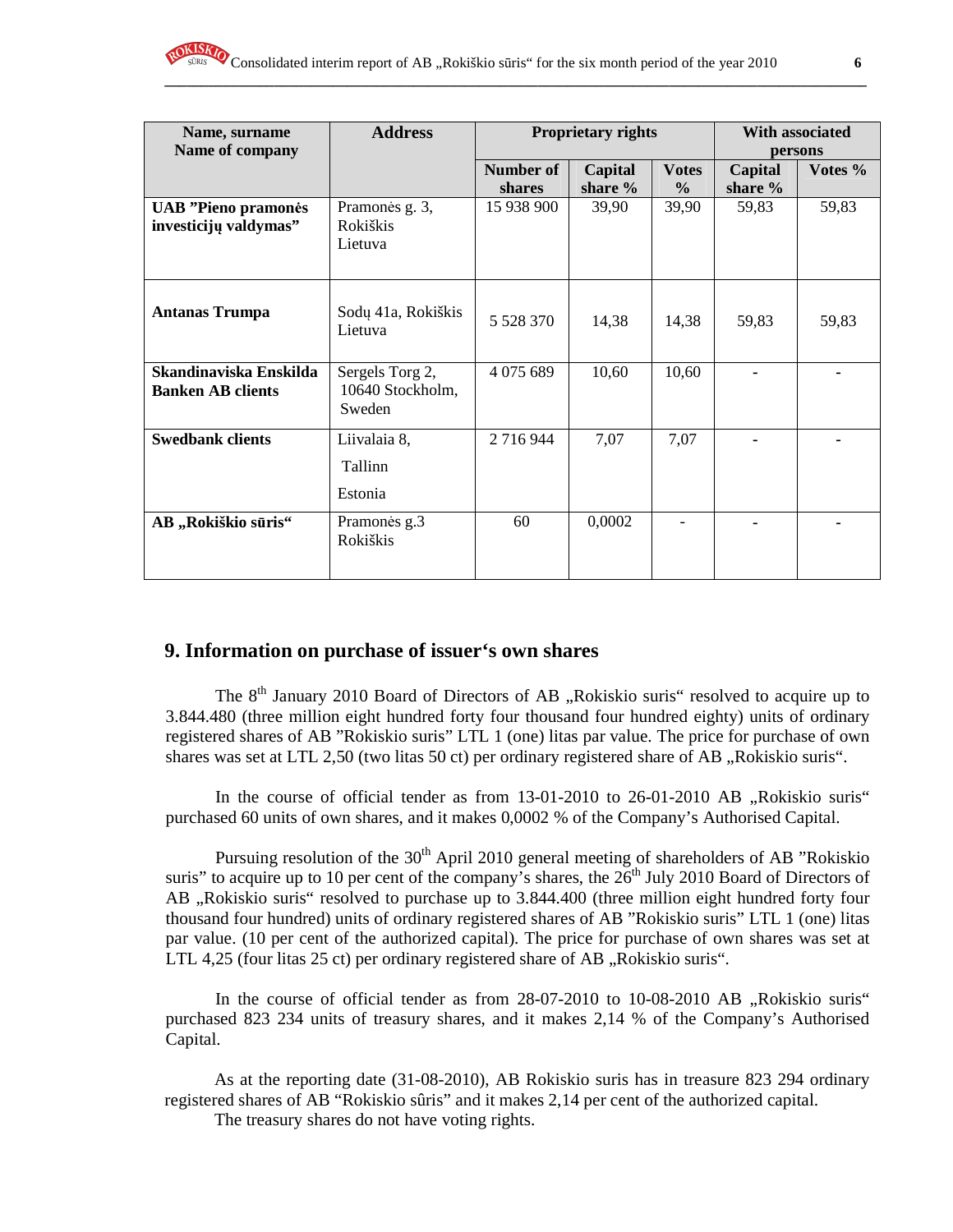| Name, surname Name of company | Address | Proprietary rights | | | With associated persons | |
|---|---|---|---|---|---|---|
| | | Number of shares | Capital share % | Votes % | Capital share % | Votes % |
| **UAB "Pieno pramonės investicijų valdymas"** | Pramonės g. 3, Rokiškis Lietuva | 15 938 900 | 39,90 | 39,90 | 59,83 | 59,83 |
| **Antanas Trumpa** | Sodų 41a, Rokiškis Lietuva | 5 528 370 | 14,38 | 14,38 | 59,83 | 59,83 |
| **Skandinaviska Enskilda Banken AB clients** | Sergels Torg 2, 10640 Stockholm, Sweden | 4 075 689 | 10,60 | 10,60 | - | - |
| **Swedbank clients** | Liivalaia 8, Tallinn Estonia | 2 716 944 | 7,07 | 7,07 | - | - |
| **AB „Rokiškio sūris“** | Pramonės g.3 Rokiškis | 60 | 0,0002 | - | - | - |

## 9. Information on purchase of issuer's own shares

The 8th January 2010 Board of Directors of AB „Rokiskio suris“ resolved to acquire up to 3.844.480 (three million eight hundred forty four thousand four hundred eighty) units of ordinary registered shares of AB "Rokiskio suris" LTL 1 (one) litas par value. The price for purchase of own shares was set at LTL 2,50 (two litas 50 ct) per ordinary registered share of AB „Rokiskio suris“.

In the course of official tender as from 13-01-2010 to 26-01-2010 AB „Rokiskio suris“ purchased 60 units of own shares, and it makes 0,0002 % of the Company's Authorised Capital.

Pursuing resolution of the 30th April 2010 general meeting of shareholders of AB "Rokiskio suris" to acquire up to 10 per cent of the company's shares, the 26th July 2010 Board of Directors of AB „Rokiskio suris“ resolved to purchase up to 3.844.400 (three million eight hundred forty four thousand four hundred) units of ordinary registered shares of AB "Rokiskio suris" LTL 1 (one) litas par value. (10 per cent of the authorized capital). The price for purchase of own shares was set at LTL 4,25 (four litas 25 ct) per ordinary registered share of AB „Rokiskio suris“.

In the course of official tender as from 28-07-2010 to 10-08-2010 AB „Rokiskio suris“ purchased 823 234 units of treasury shares, and it makes 2,14 % of the Company's Authorised Capital.

As at the reporting date (31-08-2010), AB Rokiskio suris has in treasure 823 294 ordinary registered shares of AB "Rokiskio sûris" and it makes 2,14 per cent of the authorized capital.
The treasury shares do not have voting rights.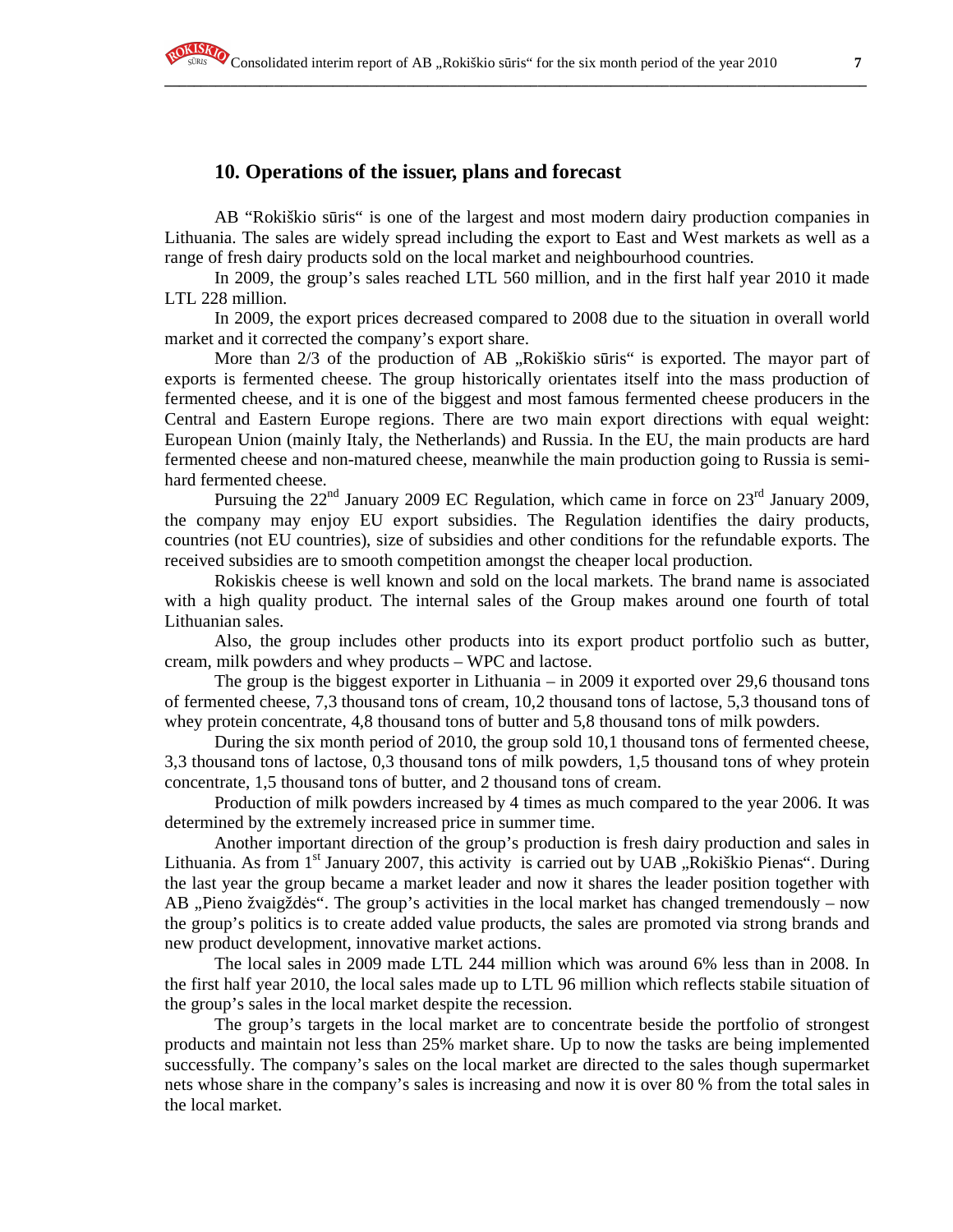## 10. Operations of the issuer, plans and forecast

AB “Rokiškio sūris“ is one of the largest and most modern dairy production companies in Lithuania. The sales are widely spread including the export to East and West markets as well as a range of fresh dairy products sold on the local market and neighbourhood countries.

In 2009, the group’s sales reached LTL 560 million, and in the first half year 2010 it made LTL 228 million.

In 2009, the export prices decreased compared to 2008 due to the situation in overall world market and it corrected the company’s export share.

More than 2/3 of the production of AB „Rokiškio sūris“ is exported. The mayor part of exports is fermented cheese. The group historically orientates itself into the mass production of fermented cheese, and it is one of the biggest and most famous fermented cheese producers in the Central and Eastern Europe regions. There are two main export directions with equal weight: European Union (mainly Italy, the Netherlands) and Russia. In the EU, the main products are hard fermented cheese and non-matured cheese, meanwhile the main production going to Russia is semi-hard fermented cheese.

Pursuing the 22nd January 2009 EC Regulation, which came in force on 23rd January 2009, the company may enjoy EU export subsidies. The Regulation identifies the dairy products, countries (not EU countries), size of subsidies and other conditions for the refundable exports. The received subsidies are to smooth competition amongst the cheaper local production.

Rokiskis cheese is well known and sold on the local markets. The brand name is associated with a high quality product. The internal sales of the Group makes around one fourth of total Lithuanian sales.

Also, the group includes other products into its export product portfolio such as butter, cream, milk powders and whey products – WPC and lactose.

The group is the biggest exporter in Lithuania – in 2009 it exported over 29,6 thousand tons of fermented cheese, 7,3 thousand tons of cream, 10,2 thousand tons of lactose, 5,3 thousand tons of whey protein concentrate, 4,8 thousand tons of butter and 5,8 thousand tons of milk powders.

During the six month period of 2010, the group sold 10,1 thousand tons of fermented cheese, 3,3 thousand tons of lactose, 0,3 thousand tons of milk powders, 1,5 thousand tons of whey protein concentrate, 1,5 thousand tons of butter, and 2 thousand tons of cream.

Production of milk powders increased by 4 times as much compared to the year 2006. It was determined by the extremely increased price in summer time.

Another important direction of the group’s production is fresh dairy production and sales in Lithuania. As from 1st January 2007, this activity is carried out by UAB „Rokiškio Pienas“. During the last year the group became a market leader and now it shares the leader position together with AB „Pieno žvaigždės“. The group’s activities in the local market has changed tremendously – now the group’s politics is to create added value products, the sales are promoted via strong brands and new product development, innovative market actions.

The local sales in 2009 made LTL 244 million which was around 6% less than in 2008. In the first half year 2010, the local sales made up to LTL 96 million which reflects stabile situation of the group’s sales in the local market despite the recession.

The group’s targets in the local market are to concentrate beside the portfolio of strongest products and maintain not less than 25% market share. Up to now the tasks are being implemented successfully. The company’s sales on the local market are directed to the sales though supermarket nets whose share in the company’s sales is increasing and now it is over 80 % from the total sales in the local market.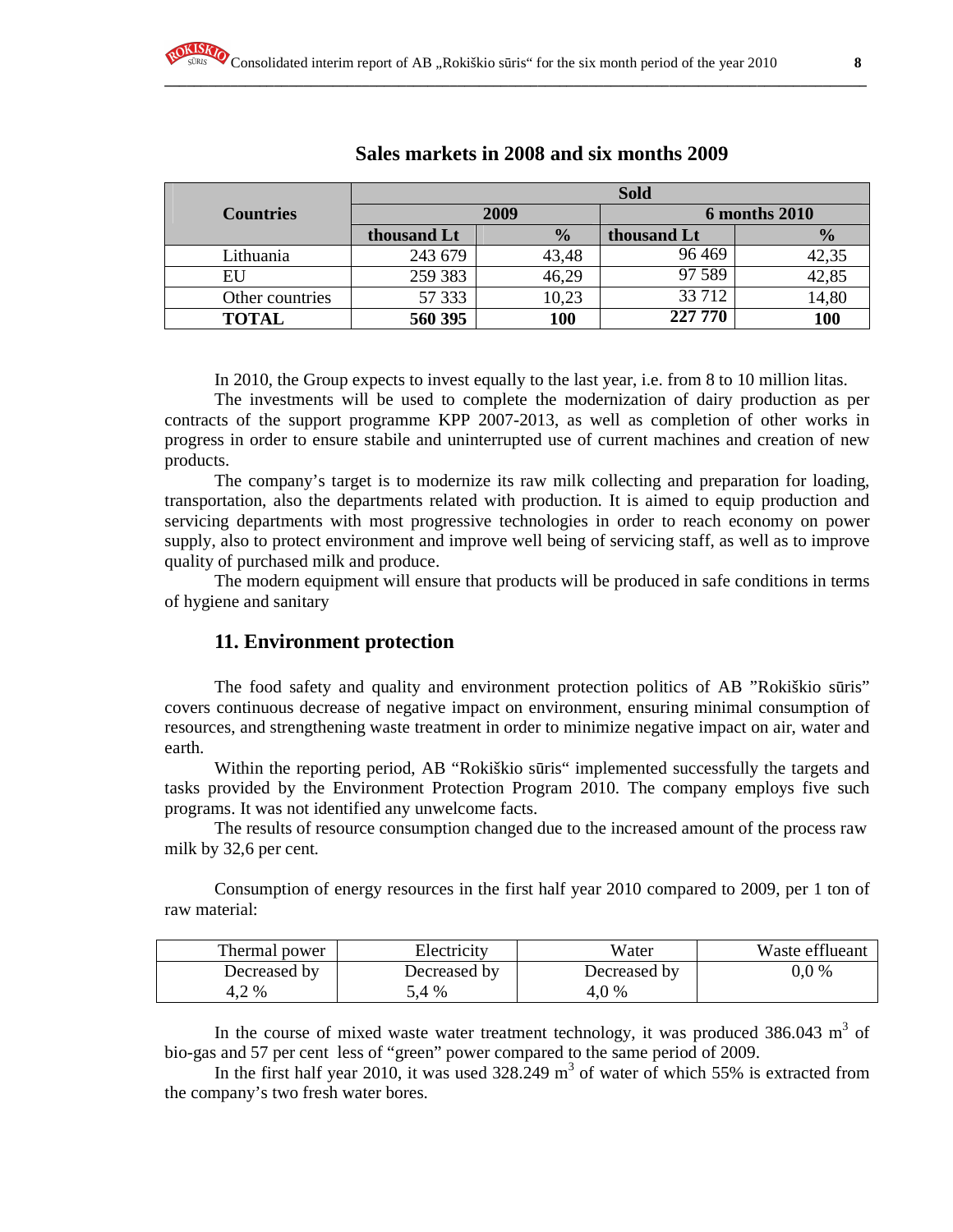**Sales markets in 2008 and six months 2009**

| Countries | Sold | | | |
|---|---|---|---|---|
| | 2009 | | 6 months 2010 | |
| | thousand Lt | % | thousand Lt | % |
| Lithuania | 243 679 | 43,48 | 96 469 | 42,35 |
| EU | 259 383 | 46,29 | 97 589 | 42,85 |
| Other countries | 57 333 | 10,23 | 33 712 | 14,80 |
| **TOTAL** | **560 395** | **100** | **227 770** | **100** |

In 2010, the Group expects to invest equally to the last year, i.e. from 8 to 10 million litas.

The investments will be used to complete the modernization of dairy production as per contracts of the support programme KPP 2007-2013, as well as completion of other works in progress in order to ensure stabile and uninterrupted use of current machines and creation of new products.

The company's target is to modernize its raw milk collecting and preparation for loading, transportation, also the departments related with production. It is aimed to equip production and servicing departments with most progressive technologies in order to reach economy on power supply, also to protect environment and improve well being of servicing staff, as well as to improve quality of purchased milk and produce.

The modern equipment will ensure that products will be produced in safe conditions in terms of hygiene and sanitary

## 11. Environment protection

The food safety and quality and environment protection politics of AB "Rokiškio sūris" covers continuous decrease of negative impact on environment, ensuring minimal consumption of resources, and strengthening waste treatment in order to minimize negative impact on air, water and earth.

Within the reporting period, AB "Rokiškio sūris" implemented successfully the targets and tasks provided by the Environment Protection Program 2010. The company employs five such programs. It was not identified any unwelcome facts.

The results of resource consumption changed due to the increased amount of the process raw milk by 32,6 per cent.

Consumption of energy resources in the first half year 2010 compared to 2009, per 1 ton of raw material:

| Thermal power | Electricity | Water | Waste effluEant |
|---|---|---|---|
| Decreased by 4,2 % | Decreased by 5,4 % | Decreased by 4,0 % | 0,0 % |

In the course of mixed waste water treatment technology, it was produced 386.043 $m^3$ of bio-gas and 57 per cent less of "green" power compared to the same period of 2009.

In the first half year 2010, it was used 328.249 $m^3$ of water of which 55% is extracted from the company's two fresh water bores.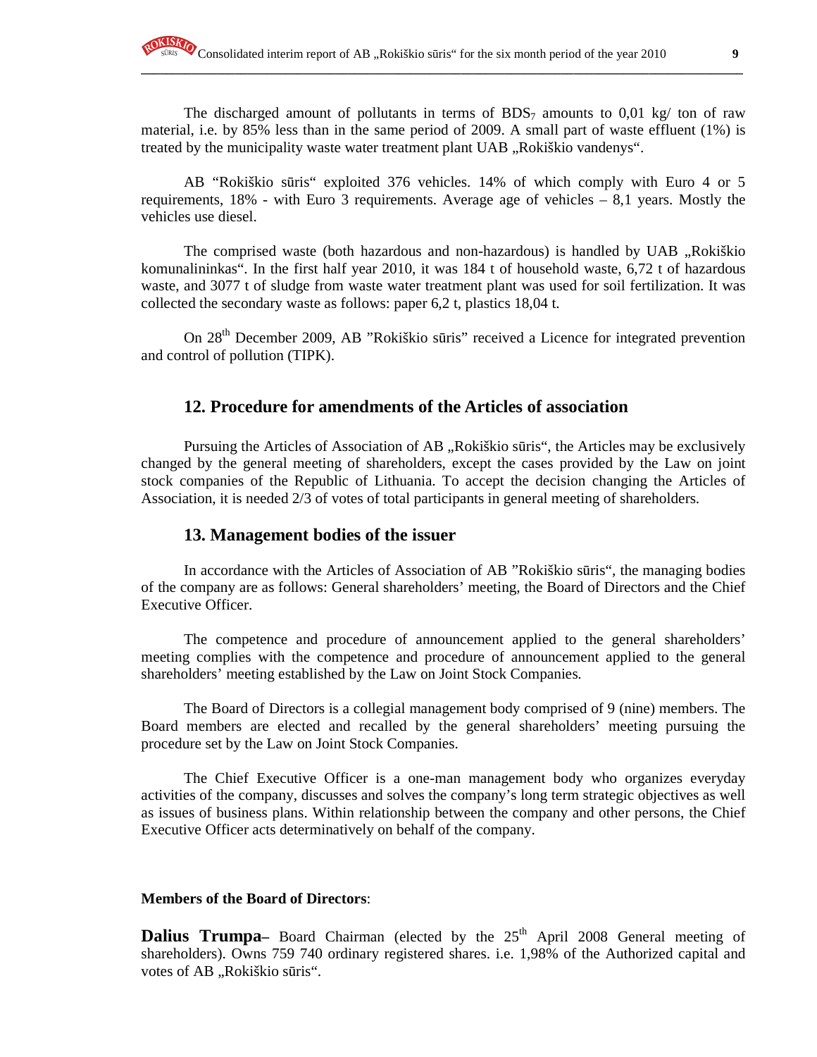The discharged amount of pollutants in terms of $BDS_7$ amounts to 0,01 kg/ ton of raw material, i.e. by 85% less than in the same period of 2009. A small part of waste effluent (1%) is treated by the municipality waste water treatment plant UAB „Rokiškio vandenys".

AB "Rokiškio sūris" exploited 376 vehicles. 14% of which comply with Euro 4 or 5 requirements, 18% - with Euro 3 requirements. Average age of vehicles – 8,1 years. Mostly the vehicles use diesel.

The comprised waste (both hazardous and non-hazardous) is handled by UAB „Rokiškio komunalininkas". In the first half year 2010, it was 184 t of household waste, 6,72 t of hazardous waste, and 3077 t of sludge from waste water treatment plant was used for soil fertilization. It was collected the secondary waste as follows: paper 6,2 t, plastics 18,04 t.

On 28th December 2009, AB "Rokiškio sūris" received a Licence for integrated prevention and control of pollution (TIPK).

## 12. Procedure for amendments of the Articles of association

Pursuing the Articles of Association of AB „Rokiškio sūris", the Articles may be exclusively changed by the general meeting of shareholders, except the cases provided by the Law on joint stock companies of the Republic of Lithuania. To accept the decision changing the Articles of Association, it is needed 2/3 of votes of total participants in general meeting of shareholders.

## 13. Management bodies of the issuer

In accordance with the Articles of Association of AB "Rokiškio sūris", the managing bodies of the company are as follows: General shareholders' meeting, the Board of Directors and the Chief Executive Officer.

The competence and procedure of announcement applied to the general shareholders' meeting complies with the competence and procedure of announcement applied to the general shareholders' meeting established by the Law on Joint Stock Companies.

The Board of Directors is a collegial management body comprised of 9 (nine) members. The Board members are elected and recalled by the general shareholders' meeting pursuing the procedure set by the Law on Joint Stock Companies.

The Chief Executive Officer is a one-man management body who organizes everyday activities of the company, discusses and solves the company's long term strategic objectives as well as issues of business plans. Within relationship between the company and other persons, the Chief Executive Officer acts determinatively on behalf of the company.

**Members of the Board of Directors**:

**Dalius Trumpa**– Board Chairman (elected by the 25th April 2008 General meeting of shareholders). Owns 759 740 ordinary registered shares. i.e. 1,98% of the Authorized capital and votes of AB „Rokiškio sūris".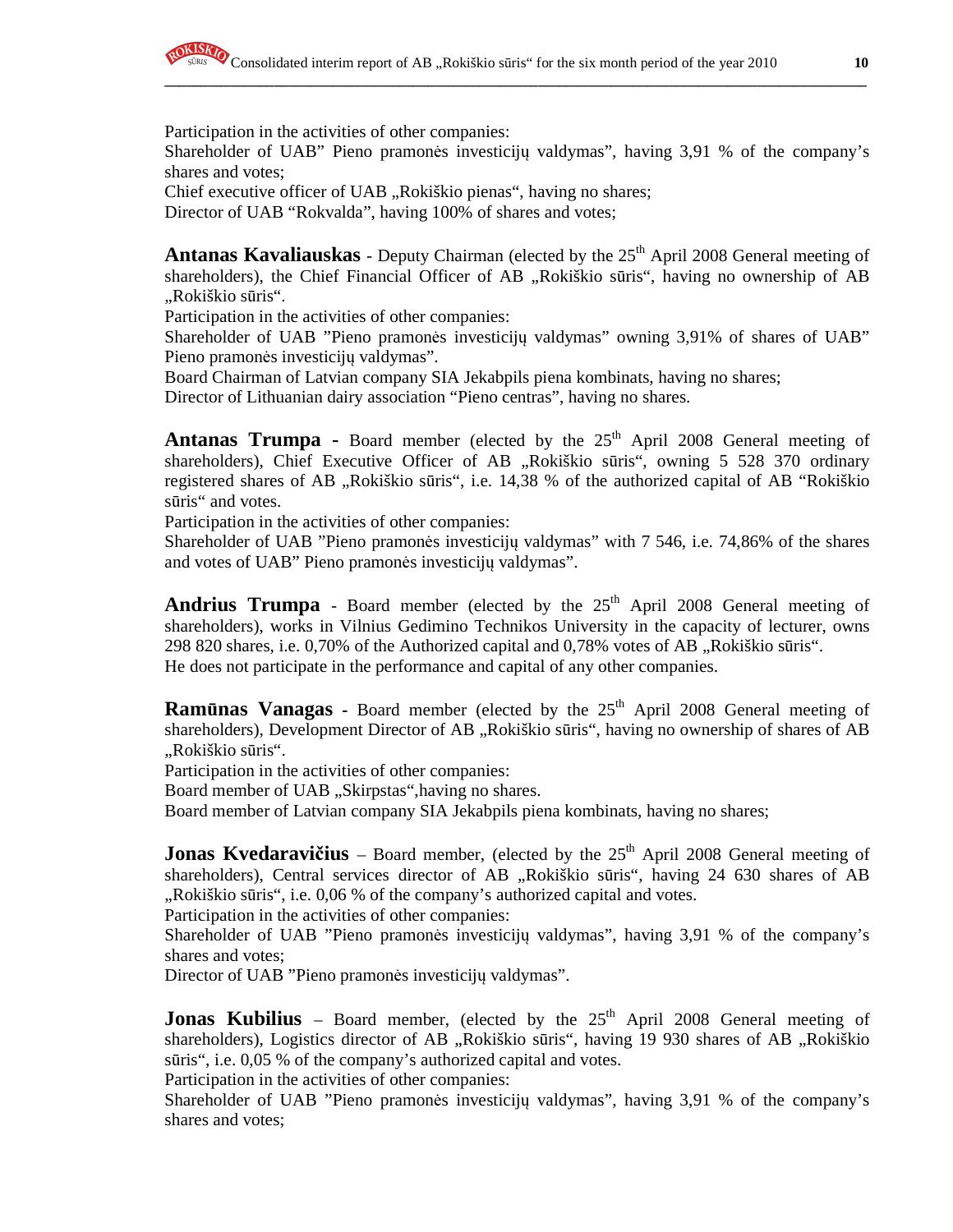Participation in the activities of other companies:
Shareholder of UAB" Pieno pramonės investicijų valdymas", having 3,91 % of the company's shares and votes;
Chief executive officer of UAB „Rokiškio pienas", having no shares;
Director of UAB "Rokvalda", having 100% of shares and votes;

**Antanas Kavaliauskas** - Deputy Chairman (elected by the 25th April 2008 General meeting of shareholders), the Chief Financial Officer of AB „Rokiškio sūris", having no ownership of AB „Rokiškio sūris".
Participation in the activities of other companies:
Shareholder of UAB "Pieno pramonės investicijų valdymas" owning 3,91% of shares of UAB" Pieno pramonės investicijų valdymas".
Board Chairman of Latvian company SIA Jekabpils piena kombinats, having no shares;
Director of Lithuanian dairy association "Pieno centras", having no shares.

**Antanas Trumpa -** Board member (elected by the 25th April 2008 General meeting of shareholders), Chief Executive Officer of AB „Rokiškio sūris", owning 5 528 370 ordinary registered shares of AB „Rokiškio sūris", i.e. 14,38 % of the authorized capital of AB "Rokiškio sūris" and votes.
Participation in the activities of other companies:
Shareholder of UAB "Pieno pramonės investicijų valdymas" with 7 546, i.e. 74,86% of the shares and votes of UAB" Pieno pramonės investicijų valdymas".

**Andrius Trumpa** - Board member (elected by the 25th April 2008 General meeting of shareholders), works in Vilnius Gedimino Technikos University in the capacity of lecturer, owns 298 820 shares, i.e. 0,70% of the Authorized capital and 0,78% votes of AB „Rokiškio sūris".
He does not participate in the performance and capital of any other companies.

**Ramūnas Vanagas** - Board member (elected by the 25th April 2008 General meeting of shareholders), Development Director of AB „Rokiškio sūris", having no ownership of shares of AB „Rokiškio sūris".
Participation in the activities of other companies:
Board member of UAB „Skirpstas",having no shares.
Board member of Latvian company SIA Jekabpils piena kombinats, having no shares;

**Jonas Kvedaravičius** – Board member, (elected by the 25th April 2008 General meeting of shareholders), Central services director of AB „Rokiškio sūris", having 24 630 shares of AB „Rokiškio sūris", i.e. 0,06 % of the company's authorized capital and votes.
Participation in the activities of other companies:
Shareholder of UAB "Pieno pramonės investicijų valdymas", having 3,91 % of the company's shares and votes;
Director of UAB "Pieno pramonės investicijų valdymas".

**Jonas Kubilius** – Board member, (elected by the 25th April 2008 General meeting of shareholders), Logistics director of AB „Rokiškio sūris", having 19 930 shares of AB „Rokiškio sūris", i.e. 0,05 % of the company's authorized capital and votes.
Participation in the activities of other companies:
Shareholder of UAB "Pieno pramonės investicijų valdymas", having 3,91 % of the company's shares and votes;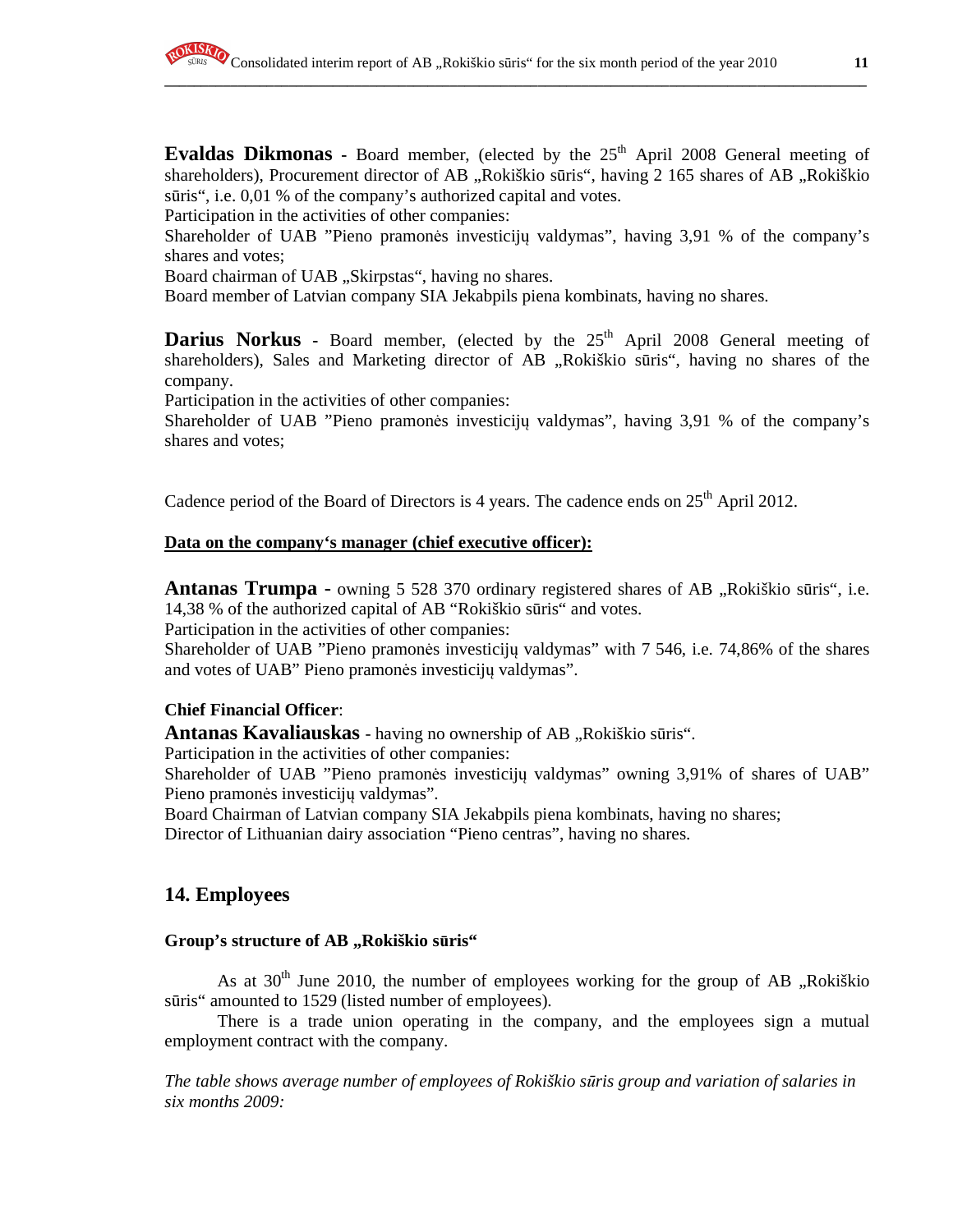**Evaldas Dikmonas** - Board member, (elected by the 25th April 2008 General meeting of shareholders), Procurement director of AB „Rokiškio sūris“, having 2 165 shares of AB „Rokiškio sūris“, i.e. 0,01 % of the company's authorized capital and votes.
Participation in the activities of other companies:
Shareholder of UAB "Pieno pramonės investicijų valdymas", having 3,91 % of the company's shares and votes;
Board chairman of UAB „Skirpstas“, having no shares.
Board member of Latvian company SIA Jekabpils piena kombinats, having no shares.

**Darius Norkus** - Board member, (elected by the 25th April 2008 General meeting of shareholders), Sales and Marketing director of AB „Rokiškio sūris“, having no shares of the company.
Participation in the activities of other companies:
Shareholder of UAB "Pieno pramonės investicijų valdymas", having 3,91 % of the company's shares and votes;

Cadence period of the Board of Directors is 4 years. The cadence ends on 25th April 2012.

**Data on the company's manager (chief executive officer):**

**Antanas Trumpa -** owning 5 528 370 ordinary registered shares of AB „Rokiškio sūris“, i.e. 14,38 % of the authorized capital of AB "Rokiškio sūris" and votes.
Participation in the activities of other companies:
Shareholder of UAB "Pieno pramonės investicijų valdymas" with 7 546, i.e. 74,86% of the shares and votes of UAB" Pieno pramonės investicijų valdymas".

**Chief Financial Officer**:
**Antanas Kavaliauskas** - having no ownership of AB „Rokiškio sūris“.
Participation in the activities of other companies:
Shareholder of UAB "Pieno pramonės investicijų valdymas" owning 3,91% of shares of UAB" Pieno pramonės investicijų valdymas".
Board Chairman of Latvian company SIA Jekabpils piena kombinats, having no shares;
Director of Lithuanian dairy association "Pieno centras", having no shares.

## 14. Employees

### Group's structure of AB „Rokiškio sūris“

As at 30th June 2010, the number of employees working for the group of AB „Rokiškio sūris“ amounted to 1529 (listed number of employees).

There is a trade union operating in the company, and the employees sign a mutual employment contract with the company.

*The table shows average number of employees of Rokiškio sūris group and variation of salaries in six months 2009:*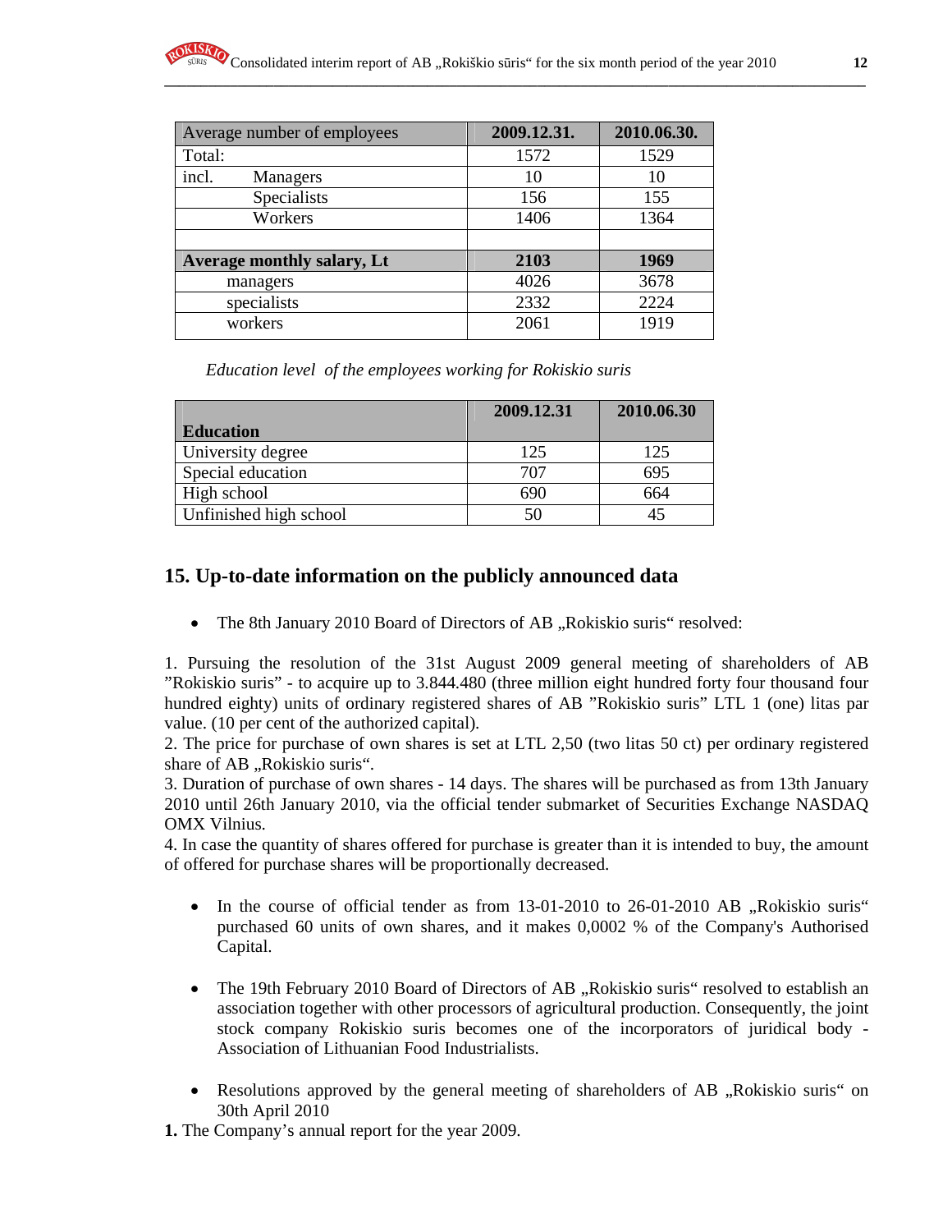| Average number of employees | 2009.12.31. | 2010.06.30. |
|---|---|---|
| Total: | 1572 | 1529 |
| incl. Managers | 10 | 10 |
| Specialists | 156 | 155 |
| Workers | 1406 | 1364 |
| | | |
| **Average monthly salary, Lt** | **2103** | **1969** |
| managers | 4026 | 3678 |
| specialists | 2332 | 2224 |
| workers | 2061 | 1919 |

*Education level of the employees working for Rokiskio suris*

| **Education** | **2009.12.31** | **2010.06.30** |
|---|---|---|
| University degree | 125 | 125 |
| Special education | 707 | 695 |
| High school | 690 | 664 |
| Unfinished high school | 50 | 45 |

## 15. Up-to-date information on the publicly announced data

- The 8th January 2010 Board of Directors of AB „Rokiskio suris" resolved:

1. Pursuing the resolution of the 31st August 2009 general meeting of shareholders of AB "Rokiskio suris" - to acquire up to 3.844.480 (three million eight hundred forty four thousand four hundred eighty) units of ordinary registered shares of AB "Rokiskio suris" LTL 1 (one) litas par value. (10 per cent of the authorized capital).
2. The price for purchase of own shares is set at LTL 2,50 (two litas 50 ct) per ordinary registered share of AB „Rokiskio suris".
3. Duration of purchase of own shares - 14 days. The shares will be purchased as from 13th January 2010 until 26th January 2010, via the official tender submarket of Securities Exchange NASDAQ OMX Vilnius.
4. In case the quantity of shares offered for purchase is greater than it is intended to buy, the amount of offered for purchase shares will be proportionally decreased.

- In the course of official tender as from 13-01-2010 to 26-01-2010 AB „Rokiskio suris" purchased 60 units of own shares, and it makes 0,0002 % of the Company's Authorised Capital.

- The 19th February 2010 Board of Directors of AB „Rokiskio suris" resolved to establish an association together with other processors of agricultural production. Consequently, the joint stock company Rokiskio suris becomes one of the incorporators of juridical body - Association of Lithuanian Food Industrialists.

- Resolutions approved by the general meeting of shareholders of AB „Rokiskio suris" on 30th April 2010

**1.** The Company's annual report for the year 2009.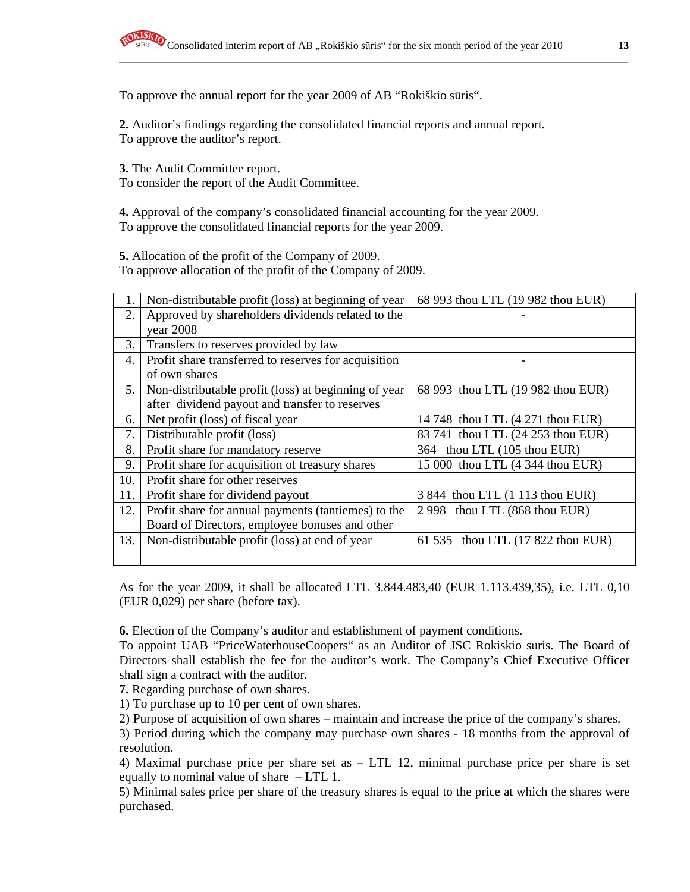To approve the annual report for the year 2009 of AB "Rokiškio sūris".

**2.** Auditor's findings regarding the consolidated financial reports and annual report.
To approve the auditor's report.

**3.** The Audit Committee report.
To consider the report of the Audit Committee.

**4.** Approval of the company's consolidated financial accounting for the year 2009.
To approve the consolidated financial reports for the year 2009.

**5.** Allocation of the profit of the Company of 2009.
To approve allocation of the profit of the Company of 2009.

| | | |
|---|---|---|
| 1. | Non-distributable profit (loss) at beginning of year | 68 993 thou LTL (19 982 thou EUR) |
| 2. | Approved by shareholders dividends related to the year 2008 | - |
| 3. | Transfers to reserves provided by law | |
| 4. | Profit share transferred to reserves for acquisition of own shares | - |
| 5. | Non-distributable profit (loss) at beginning of year after dividend payout and transfer to reserves | 68 993 thou LTL (19 982 thou EUR) |
| 6. | Net profit (loss) of fiscal year | 14 748 thou LTL (4 271 thou EUR) |
| 7. | Distributable profit (loss) | 83 741 thou LTL (24 253 thou EUR) |
| 8. | Profit share for mandatory reserve | 364 thou LTL (105 thou EUR) |
| 9. | Profit share for acquisition of treasury shares | 15 000 thou LTL (4 344 thou EUR) |
| 10. | Profit share for other reserves | |
| 11. | Profit share for dividend payout | 3 844 thou LTL (1 113 thou EUR) |
| 12. | Profit share for annual payments (tantiemes) to the Board of Directors, employee bonuses and other | 2 998 thou LTL (868 thou EUR) |
| 13. | Non-distributable profit (loss) at end of year | 61 535 thou LTL (17 822 thou EUR) |

As for the year 2009, it shall be allocated LTL 3.844.483,40 (EUR 1.113.439,35), i.e. LTL 0,10 (EUR 0,029) per share (before tax).

**6.** Election of the Company's auditor and establishment of payment conditions.
To appoint UAB "PriceWaterhouseCoopers" as an Auditor of JSC Rokiskio suris. The Board of Directors shall establish the fee for the auditor's work. The Company's Chief Executive Officer shall sign a contract with the auditor.
**7.** Regarding purchase of own shares.
1) To purchase up to 10 per cent of own shares.
2) Purpose of acquisition of own shares – maintain and increase the price of the company's shares.
3) Period during which the company may purchase own shares - 18 months from the approval of resolution.
4) Maximal purchase price per share set as – LTL 12, minimal purchase price per share is set equally to nominal value of share – LTL 1.
5) Minimal sales price per share of the treasury shares is equal to the price at which the shares were purchased.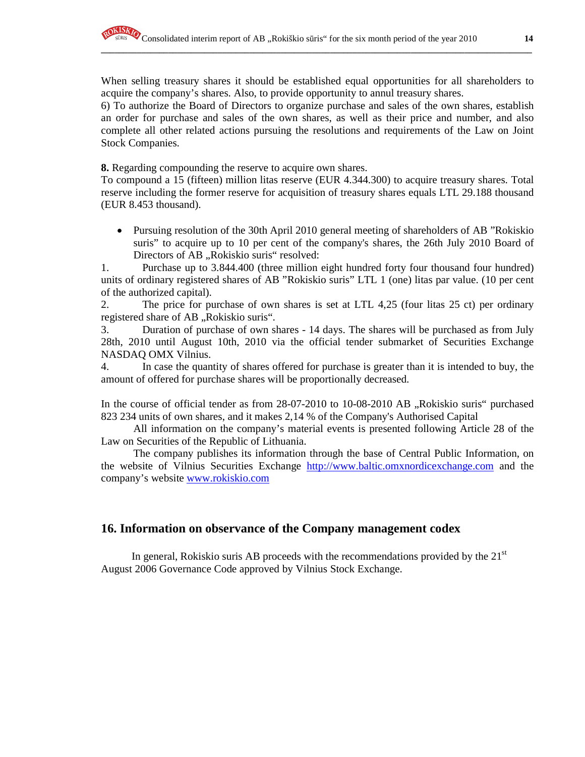When selling treasury shares it should be established equal opportunities for all shareholders to acquire the company's shares. Also, to provide opportunity to annul treasury shares.
6) To authorize the Board of Directors to organize purchase and sales of the own shares, establish an order for purchase and sales of the own shares, as well as their price and number, and also complete all other related actions pursuing the resolutions and requirements of the Law on Joint Stock Companies.

**8.** Regarding compounding the reserve to acquire own shares.
To compound a 15 (fifteen) million litas reserve (EUR 4.344.300) to acquire treasury shares. Total reserve including the former reserve for acquisition of treasury shares equals LTL 29.188 thousand (EUR 8.453 thousand).

- Pursuing resolution of the 30th April 2010 general meeting of shareholders of AB "Rokiskio suris" to acquire up to 10 per cent of the company's shares, the 26th July 2010 Board of Directors of AB „Rokiskio suris" resolved:

1. Purchase up to 3.844.400 (three million eight hundred forty four thousand four hundred) units of ordinary registered shares of AB "Rokiskio suris" LTL 1 (one) litas par value. (10 per cent of the authorized capital).
2. The price for purchase of own shares is set at LTL 4,25 (four litas 25 ct) per ordinary registered share of AB „Rokiskio suris".
3. Duration of purchase of own shares - 14 days. The shares will be purchased as from July 28th, 2010 until August 10th, 2010 via the official tender submarket of Securities Exchange NASDAQ OMX Vilnius.
4. In case the quantity of shares offered for purchase is greater than it is intended to buy, the amount of offered for purchase shares will be proportionally decreased.

In the course of official tender as from 28-07-2010 to 10-08-2010 AB „Rokiskio suris" purchased 823 234 units of own shares, and it makes 2,14 % of the Company's Authorised Capital

All information on the company's material events is presented following Article 28 of the Law on Securities of the Republic of Lithuania.

The company publishes its information through the base of Central Public Information, on the website of Vilnius Securities Exchange http://www.baltic.omxnordicexchange.com and the company's website www.rokiskio.com

## 16. Information on observance of the Company management codex

In general, Rokiskio suris AB proceeds with the recommendations provided by the 21st August 2006 Governance Code approved by Vilnius Stock Exchange.